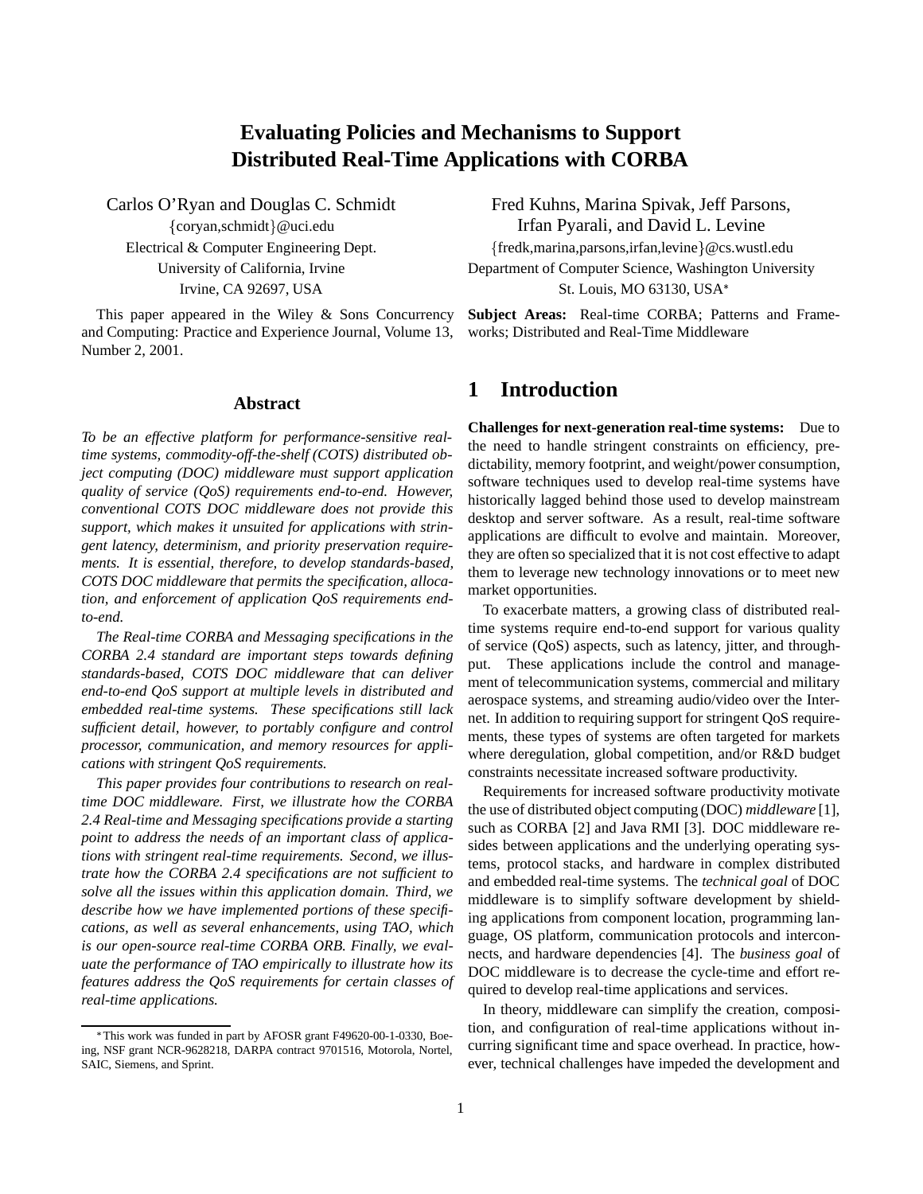# Evaluating Policies and Mechanisms to Support Distributed Real-Time Applications with CORBA

Carlos O'Ryan and Douglas C. Schmidt
{coryan,schmidt}@uci.edu
Electrical & Computer Engineering Dept.
University of California, Irvine
Irvine, CA 92697, USA

Fred Kuhns, Marina Spivak, Jeff Parsons, Irfan Pyarali, and David L. Levine
{fredk,marina,parsons,irfan,levine}@cs.wustl.edu
Department of Computer Science, Washington University
St. Louis, MO 63130, USA*

This paper appeared in the Wiley & Sons Concurrency and Computing: Practice and Experience Journal, Volume 13, Number 2, 2001.

**Subject Areas:** Real-time CORBA; Patterns and Frameworks; Distributed and Real-Time Middleware

## Abstract

*To be an effective platform for performance-sensitive real-time systems, commodity-off-the-shelf (COTS) distributed object computing (DOC) middleware must support application quality of service (QoS) requirements end-to-end. However, conventional COTS DOC middleware does not provide this support, which makes it unsuited for applications with stringent latency, determinism, and priority preservation requirements. It is essential, therefore, to develop standards-based, COTS DOC middleware that permits the specification, allocation, and enforcement of application QoS requirements end-to-end.*

*The Real-time CORBA and Messaging specifications in the CORBA 2.4 standard are important steps towards defining standards-based, COTS DOC middleware that can deliver end-to-end QoS support at multiple levels in distributed and embedded real-time systems. These specifications still lack sufficient detail, however, to portably configure and control processor, communication, and memory resources for applications with stringent QoS requirements.*

*This paper provides four contributions to research on real-time DOC middleware. First, we illustrate how the CORBA 2.4 Real-time and Messaging specifications provide a starting point to address the needs of an important class of applications with stringent real-time requirements. Second, we illustrate how the CORBA 2.4 specifications are not sufficient to solve all the issues within this application domain. Third, we describe how we have implemented portions of these specifications, as well as several enhancements, using TAO, which is our open-source real-time CORBA ORB. Finally, we evaluate the performance of TAO empirically to illustrate how its features address the QoS requirements for certain classes of real-time applications.*

*This work was funded in part by AFOSR grant F49620-00-1-0330, Boeing, NSF grant NCR-9628218, DARPA contract 9701516, Motorola, Nortel, SAIC, Siemens, and Sprint.

## 1 Introduction

**Challenges for next-generation real-time systems:** Due to the need to handle stringent constraints on efficiency, predictability, memory footprint, and weight/power consumption, software techniques used to develop real-time systems have historically lagged behind those used to develop mainstream desktop and server software. As a result, real-time software applications are difficult to evolve and maintain. Moreover, they are often so specialized that it is not cost effective to adapt them to leverage new technology innovations or to meet new market opportunities.

To exacerbate matters, a growing class of distributed real-time systems require end-to-end support for various quality of service (QoS) aspects, such as latency, jitter, and throughput. These applications include the control and management of telecommunication systems, commercial and military aerospace systems, and streaming audio/video over the Internet. In addition to requiring support for stringent QoS requirements, these types of systems are often targeted for markets where deregulation, global competition, and/or R&D budget constraints necessitate increased software productivity.

Requirements for increased software productivity motivate the use of distributed object computing (DOC) *middleware* [1], such as CORBA [2] and Java RMI [3]. DOC middleware resides between applications and the underlying operating systems, protocol stacks, and hardware in complex distributed and embedded real-time systems. The *technical goal* of DOC middleware is to simplify software development by shielding applications from component location, programming language, OS platform, communication protocols and interconnects, and hardware dependencies [4]. The *business goal* of DOC middleware is to decrease the cycle-time and effort required to develop real-time applications and services.

In theory, middleware can simplify the creation, composition, and configuration of real-time applications without incurring significant time and space overhead. In practice, however, technical challenges have impeded the development and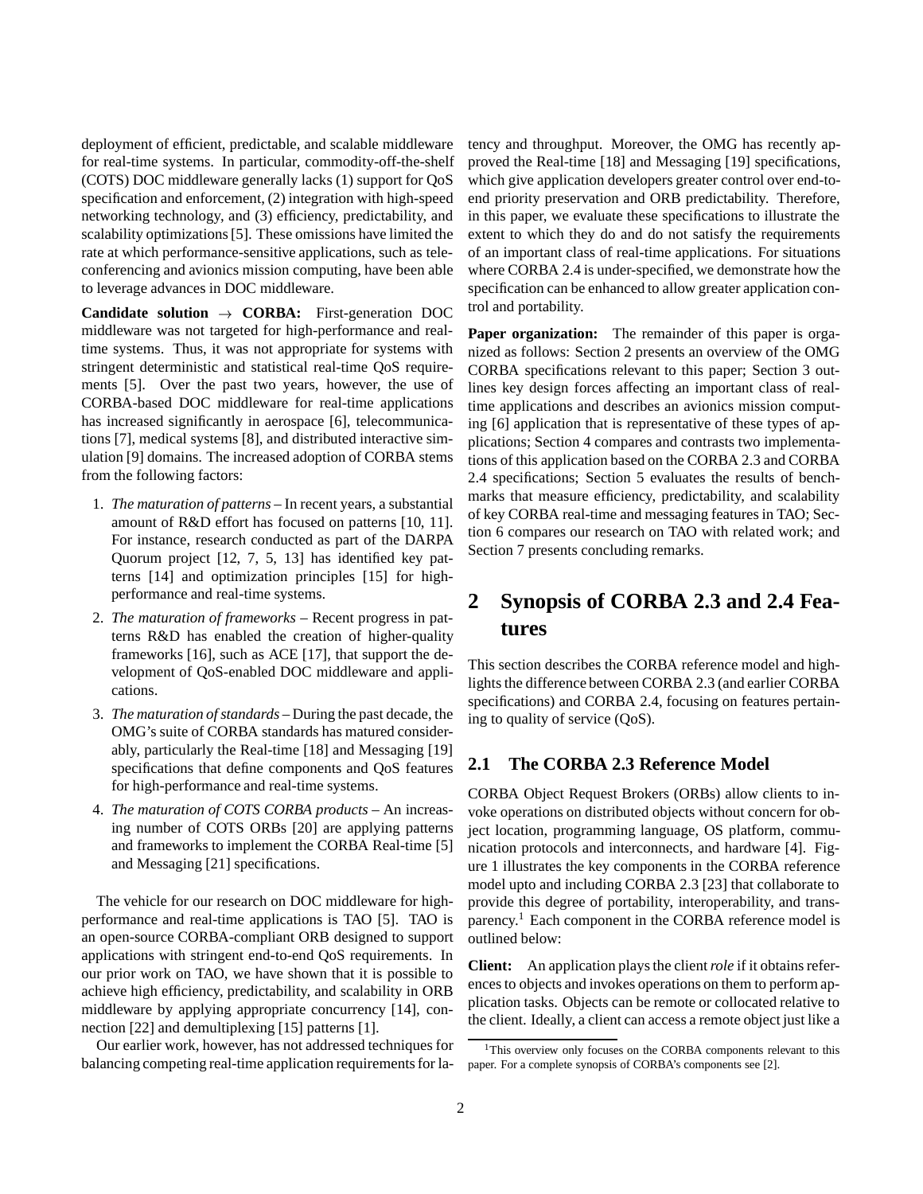deployment of efficient, predictable, and scalable middleware for real-time systems. In particular, commodity-off-the-shelf (COTS) DOC middleware generally lacks (1) support for QoS specification and enforcement, (2) integration with high-speed networking technology, and (3) efficiency, predictability, and scalability optimizations [5]. These omissions have limited the rate at which performance-sensitive applications, such as teleconferencing and avionics mission computing, have been able to leverage advances in DOC middleware.

**Candidate solution → CORBA:** First-generation DOC middleware was not targeted for high-performance and real-time systems. Thus, it was not appropriate for systems with stringent deterministic and statistical real-time QoS requirements [5]. Over the past two years, however, the use of CORBA-based DOC middleware for real-time applications has increased significantly in aerospace [6], telecommunications [7], medical systems [8], and distributed interactive simulation [9] domains. The increased adoption of CORBA stems from the following factors:

1. *The maturation of patterns* – In recent years, a substantial amount of R&D effort has focused on patterns [10, 11]. For instance, research conducted as part of the DARPA Quorum project [12, 7, 5, 13] has identified key patterns [14] and optimization principles [15] for high-performance and real-time systems.
2. *The maturation of frameworks* – Recent progress in patterns R&D has enabled the creation of higher-quality frameworks [16], such as ACE [17], that support the development of QoS-enabled DOC middleware and applications.
3. *The maturation of standards* – During the past decade, the OMG's suite of CORBA standards has matured considerably, particularly the Real-time [18] and Messaging [19] specifications that define components and QoS features for high-performance and real-time systems.
4. *The maturation of COTS CORBA products* – An increasing number of COTS ORBs [20] are applying patterns and frameworks to implement the CORBA Real-time [5] and Messaging [21] specifications.

The vehicle for our research on DOC middleware for high-performance and real-time applications is TAO [5]. TAO is an open-source CORBA-compliant ORB designed to support applications with stringent end-to-end QoS requirements. In our prior work on TAO, we have shown that it is possible to achieve high efficiency, predictability, and scalability in ORB middleware by applying appropriate concurrency [14], connection [22] and demultiplexing [15] patterns [1].

Our earlier work, however, has not addressed techniques for balancing competing real-time application requirements for latency and throughput. Moreover, the OMG has recently approved the Real-time [18] and Messaging [19] specifications, which give application developers greater control over end-to-end priority preservation and ORB predictability. Therefore, in this paper, we evaluate these specifications to illustrate the extent to which they do and do not satisfy the requirements of an important class of real-time applications. For situations where CORBA 2.4 is under-specified, we demonstrate how the specification can be enhanced to allow greater application control and portability.

**Paper organization:** The remainder of this paper is organized as follows: Section 2 presents an overview of the OMG CORBA specifications relevant to this paper; Section 3 outlines key design forces affecting an important class of real-time applications and describes an avionics mission computing [6] application that is representative of these types of applications; Section 4 compares and contrasts two implementations of this application based on the CORBA 2.3 and CORBA 2.4 specifications; Section 5 evaluates the results of benchmarks that measure efficiency, predictability, and scalability of key CORBA real-time and messaging features in TAO; Section 6 compares our research on TAO with related work; and Section 7 presents concluding remarks.

# 2 Synopsis of CORBA 2.3 and 2.4 Features

This section describes the CORBA reference model and highlights the difference between CORBA 2.3 (and earlier CORBA specifications) and CORBA 2.4, focusing on features pertaining to quality of service (QoS).

## 2.1 The CORBA 2.3 Reference Model

CORBA Object Request Brokers (ORBs) allow clients to invoke operations on distributed objects without concern for object location, programming language, OS platform, communication protocols and interconnects, and hardware [4]. Figure 1 illustrates the key components in the CORBA reference model upto and including CORBA 2.3 [23] that collaborate to provide this degree of portability, interoperability, and transparency.[1] Each component in the CORBA reference model is outlined below:

**Client:** An application plays the client *role* if it obtains references to objects and invokes operations on them to perform application tasks. Objects can be remote or collocated relative to the client. Ideally, a client can access a remote object just like a

[1] This overview only focuses on the CORBA components relevant to this paper. For a complete synopsis of CORBA's components see [2].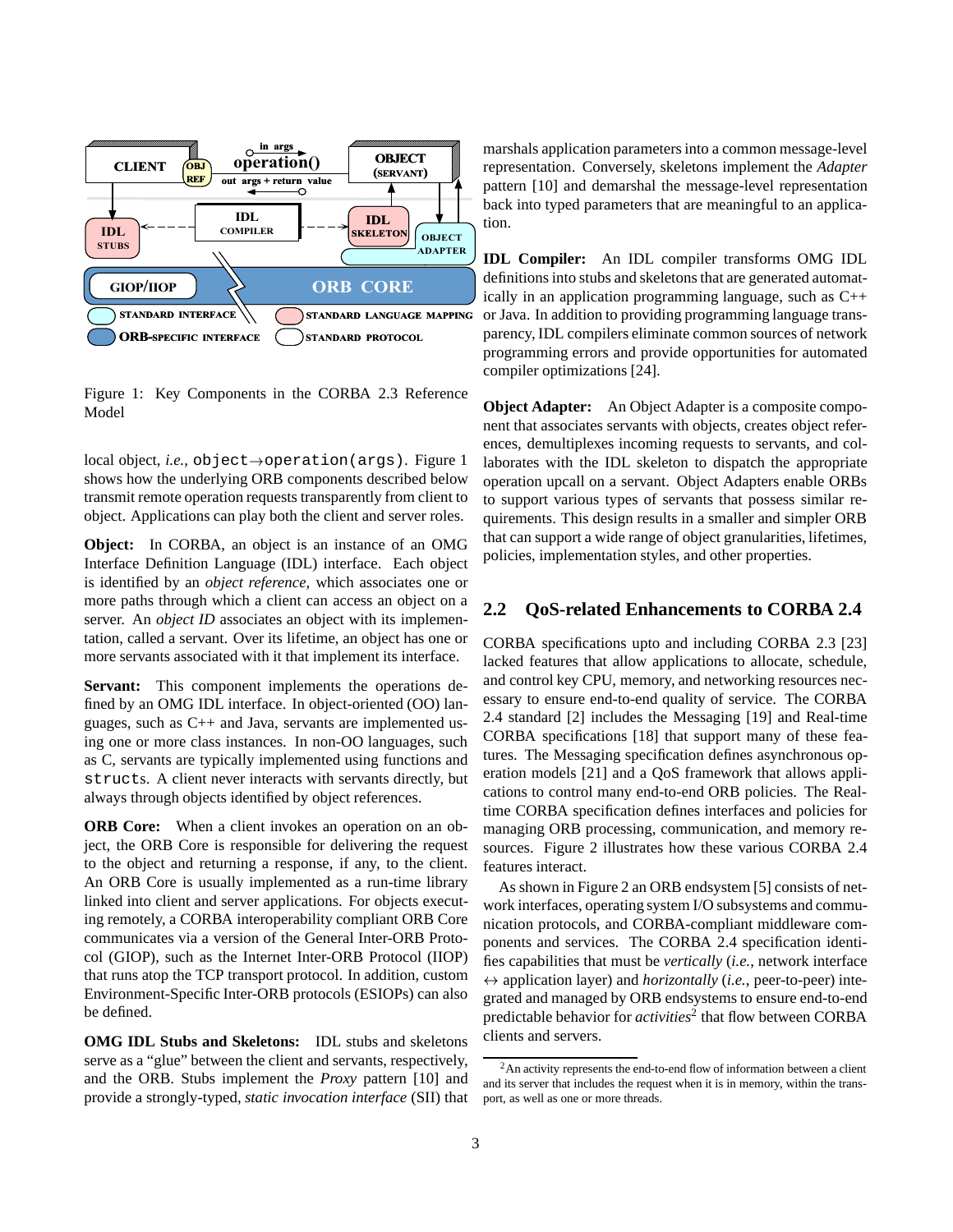CLIENT

OBJ REF

in args

operation()

out args + return value

OBJECT (SERVANT)

IDL STUBS

IDL COMPILER

IDL SKELETON

OBJECT ADAPTER

GIOP/IIOP

ORB CORE

STANDARD INTERFACE

STANDARD LANGUAGE MAPPING

ORB-SPECIFIC INTERFACE

STANDARD PROTOCOL

Figure 1: Key Components in the CORBA 2.3 Reference Model

local object, *i.e.*, `object→operation(args)`. Figure 1 shows how the underlying ORB components described below transmit remote operation requests transparently from client to object. Applications can play both the client and server roles.

**Object:** In CORBA, an object is an instance of an OMG Interface Definition Language (IDL) interface. Each object is identified by an *object reference*, which associates one or more paths through which a client can access an object on a server. An *object ID* associates an object with its implementation, called a servant. Over its lifetime, an object has one or more servants associated with it that implement its interface.

**Servant:** This component implements the operations defined by an OMG IDL interface. In object-oriented (OO) languages, such as C++ and Java, servants are implemented using one or more class instances. In non-OO languages, such as C, servants are typically implemented using functions and `structs`. A client never interacts with servants directly, but always through objects identified by object references.

**ORB Core:** When a client invokes an operation on an object, the ORB Core is responsible for delivering the request to the object and returning a response, if any, to the client. An ORB Core is usually implemented as a run-time library linked into client and server applications. For objects executing remotely, a CORBA interoperability compliant ORB Core communicates via a version of the General Inter-ORB Protocol (GIOP), such as the Internet Inter-ORB Protocol (IIOP) that runs atop the TCP transport protocol. In addition, custom Environment-Specific Inter-ORB protocols (ESIOPs) can also be defined.

**OMG IDL Stubs and Skeletons:** IDL stubs and skeletons serve as a "glue" between the client and servants, respectively, and the ORB. Stubs implement the *Proxy* pattern [10] and provide a strongly-typed, *static invocation interface* (SII) that marshals application parameters into a common message-level representation. Conversely, skeletons implement the *Adapter* pattern [10] and demarshal the message-level representation back into typed parameters that are meaningful to an application.

**IDL Compiler:** An IDL compiler transforms OMG IDL definitions into stubs and skeletons that are generated automatically in an application programming language, such as C++ or Java. In addition to providing programming language transparency, IDL compilers eliminate common sources of network programming errors and provide opportunities for automated compiler optimizations [24].

**Object Adapter:** An Object Adapter is a composite component that associates servants with objects, creates object references, demultiplexes incoming requests to servants, and collaborates with the IDL skeleton to dispatch the appropriate operation upcall on a servant. Object Adapters enable ORBs to support various types of servants that possess similar requirements. This design results in a smaller and simpler ORB that can support a wide range of object granularities, lifetimes, policies, implementation styles, and other properties.

## 2.2 QoS-related Enhancements to CORBA 2.4

CORBA specifications upto and including CORBA 2.3 [23] lacked features that allow applications to allocate, schedule, and control key CPU, memory, and networking resources necessary to ensure end-to-end quality of service. The CORBA 2.4 standard [2] includes the Messaging [19] and Real-time CORBA specifications [18] that support many of these features. The Messaging specification defines asynchronous operation models [21] and a QoS framework that allows applications to control many end-to-end ORB policies. The Real-time CORBA specification defines interfaces and policies for managing ORB processing, communication, and memory resources. Figure 2 illustrates how these various CORBA 2.4 features interact.

As shown in Figure 2 an ORB endsystem [5] consists of network interfaces, operating system I/O subsystems and communication protocols, and CORBA-compliant middleware components and services. The CORBA 2.4 specification identifies capabilities that must be *vertically* (*i.e.*, network interface ↔ application layer) and *horizontally* (*i.e.*, peer-to-peer) integrated and managed by ORB endsystems to ensure end-to-end predictable behavior for *activities*[2] that flow between CORBA clients and servers.

[2] An activity represents the end-to-end flow of information between a client and its server that includes the request when it is in memory, within the transport, as well as one or more threads.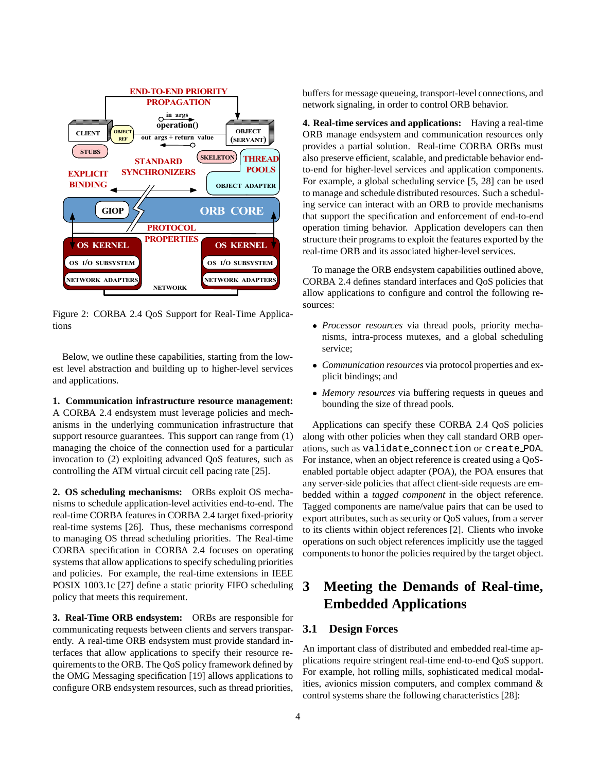Figure 2: CORBA 2.4 QoS Support for Real-Time Applications

Below, we outline these capabilities, starting from the lowest level abstraction and building up to higher-level services and applications.

**1. Communication infrastructure resource management:** A CORBA 2.4 endsystem must leverage policies and mechanisms in the underlying communication infrastructure that support resource guarantees. This support can range from (1) managing the choice of the connection used for a particular invocation to (2) exploiting advanced QoS features, such as controlling the ATM virtual circuit cell pacing rate [25].

**2. OS scheduling mechanisms:** ORBs exploit OS mechanisms to schedule application-level activities end-to-end. The real-time CORBA features in CORBA 2.4 target fixed-priority real-time systems [26]. Thus, these mechanisms correspond to managing OS thread scheduling priorities. The Real-time CORBA specification in CORBA 2.4 focuses on operating systems that allow applications to specify scheduling priorities and policies. For example, the real-time extensions in IEEE POSIX 1003.1c [27] define a static priority FIFO scheduling policy that meets this requirement.

**3. Real-Time ORB endsystem:** ORBs are responsible for communicating requests between clients and servers transparently. A real-time ORB endsystem must provide standard interfaces that allow applications to specify their resource requirements to the ORB. The QoS policy framework defined by the OMG Messaging specification [19] allows applications to configure ORB endsystem resources, such as thread priorities, buffers for message queueing, transport-level connections, and network signaling, in order to control ORB behavior.

**4. Real-time services and applications:** Having a real-time ORB manage endsystem and communication resources only provides a partial solution. Real-time CORBA ORBs must also preserve efficient, scalable, and predictable behavior end-to-end for higher-level services and application components. For example, a global scheduling service [5, 28] can be used to manage and schedule distributed resources. Such a scheduling service can interact with an ORB to provide mechanisms that support the specification and enforcement of end-to-end operation timing behavior. Application developers can then structure their programs to exploit the features exported by the real-time ORB and its associated higher-level services.

To manage the ORB endsystem capabilities outlined above, CORBA 2.4 defines standard interfaces and QoS policies that allow applications to configure and control the following resources:

- *Processor resources* via thread pools, priority mechanisms, intra-process mutexes, and a global scheduling service;
- *Communication resources* via protocol properties and explicit bindings; and
- *Memory resources* via buffering requests in queues and bounding the size of thread pools.

Applications can specify these CORBA 2.4 QoS policies along with other policies when they call standard ORB operations, such as `validate_connection` or `create_POA`. For instance, when an object reference is created using a QoS-enabled portable object adapter (POA), the POA ensures that any server-side policies that affect client-side requests are embedded within a *tagged component* in the object reference. Tagged components are name/value pairs that can be used to export attributes, such as security or QoS values, from a server to its clients within object references [2]. Clients who invoke operations on such object references implicitly use the tagged components to honor the policies required by the target object.

# 3 Meeting the Demands of Real-time, Embedded Applications

## 3.1 Design Forces

An important class of distributed and embedded real-time applications require stringent real-time end-to-end QoS support. For example, hot rolling mills, sophisticated medical modalities, avionics mission computers, and complex command & control systems share the following characteristics [28]: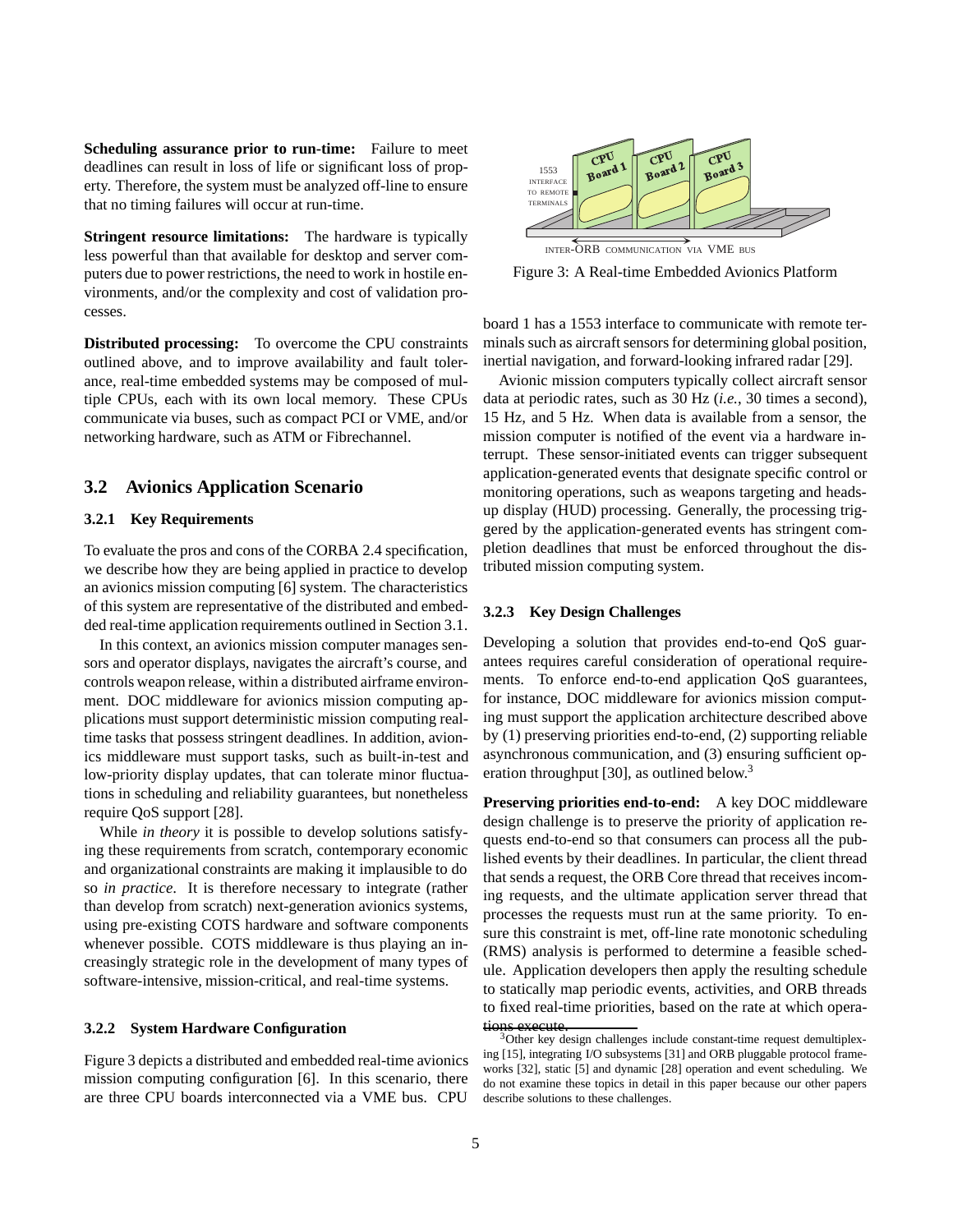**Scheduling assurance prior to run-time:** Failure to meet deadlines can result in loss of life or significant loss of property. Therefore, the system must be analyzed off-line to ensure that no timing failures will occur at run-time.

**Stringent resource limitations:** The hardware is typically less powerful than that available for desktop and server computers due to power restrictions, the need to work in hostile environments, and/or the complexity and cost of validation processes.

**Distributed processing:** To overcome the CPU constraints outlined above, and to improve availability and fault tolerance, real-time embedded systems may be composed of multiple CPUs, each with its own local memory. These CPUs communicate via buses, such as compact PCI or VME, and/or networking hardware, such as ATM or Fibrechannel.

## 3.2 Avionics Application Scenario

### 3.2.1 Key Requirements

To evaluate the pros and cons of the CORBA 2.4 specification, we describe how they are being applied in practice to develop an avionics mission computing [6] system. The characteristics of this system are representative of the distributed and embedded real-time application requirements outlined in Section 3.1.

In this context, an avionics mission computer manages sensors and operator displays, navigates the aircraft's course, and controls weapon release, within a distributed airframe environment. DOC middleware for avionics mission computing applications must support deterministic mission computing real-time tasks that possess stringent deadlines. In addition, avionics middleware must support tasks, such as built-in-test and low-priority display updates, that can tolerate minor fluctuations in scheduling and reliability guarantees, but nonetheless require QoS support [28].

While *in theory* it is possible to develop solutions satisfying these requirements from scratch, contemporary economic and organizational constraints are making it implausible to do so *in practice*. It is therefore necessary to integrate (rather than develop from scratch) next-generation avionics systems, using pre-existing COTS hardware and software components whenever possible. COTS middleware is thus playing an increasingly strategic role in the development of many types of software-intensive, mission-critical, and real-time systems.

### 3.2.2 System Hardware Configuration

Figure 3 depicts a distributed and embedded real-time avionics mission computing configuration [6]. In this scenario, there are three CPU boards interconnected via a VME bus. CPU board 1 has a 1553 interface to communicate with remote terminals such as aircraft sensors for determining global position, inertial navigation, and forward-looking infrared radar [29].

Figure 3: A Real-time Embedded Avionics Platform

Avionic mission computers typically collect aircraft sensor data at periodic rates, such as 30 Hz (*i.e.*, 30 times a second), 15 Hz, and 5 Hz. When data is available from a sensor, the mission computer is notified of the event via a hardware interrupt. These sensor-initiated events can trigger subsequent application-generated events that designate specific control or monitoring operations, such as weapons targeting and heads-up display (HUD) processing. Generally, the processing triggered by the application-generated events has stringent completion deadlines that must be enforced throughout the distributed mission computing system.

### 3.2.3 Key Design Challenges

Developing a solution that provides end-to-end QoS guarantees requires careful consideration of operational requirements. To enforce end-to-end application QoS guarantees, for instance, DOC middleware for avionics mission computing must support the application architecture described above by (1) preserving priorities end-to-end, (2) supporting reliable asynchronous communication, and (3) ensuring sufficient operation throughput [30], as outlined below.[3]

**Preserving priorities end-to-end:** A key DOC middleware design challenge is to preserve the priority of application requests end-to-end so that consumers can process all the published events by their deadlines. In particular, the client thread that sends a request, the ORB Core thread that receives incoming requests, and the ultimate application server thread that processes the requests must run at the same priority. To ensure this constraint is met, off-line rate monotonic scheduling (RMS) analysis is performed to determine a feasible schedule. Application developers then apply the resulting schedule to statically map periodic events, activities, and ORB threads to fixed real-time priorities, based on the rate at which operations execute.

[3] Other key design challenges include constant-time request demultiplexing [15], integrating I/O subsystems [31] and ORB pluggable protocol frameworks [32], static [5] and dynamic [28] operation and event scheduling. We do not examine these topics in detail in this paper because our other papers describe solutions to these challenges.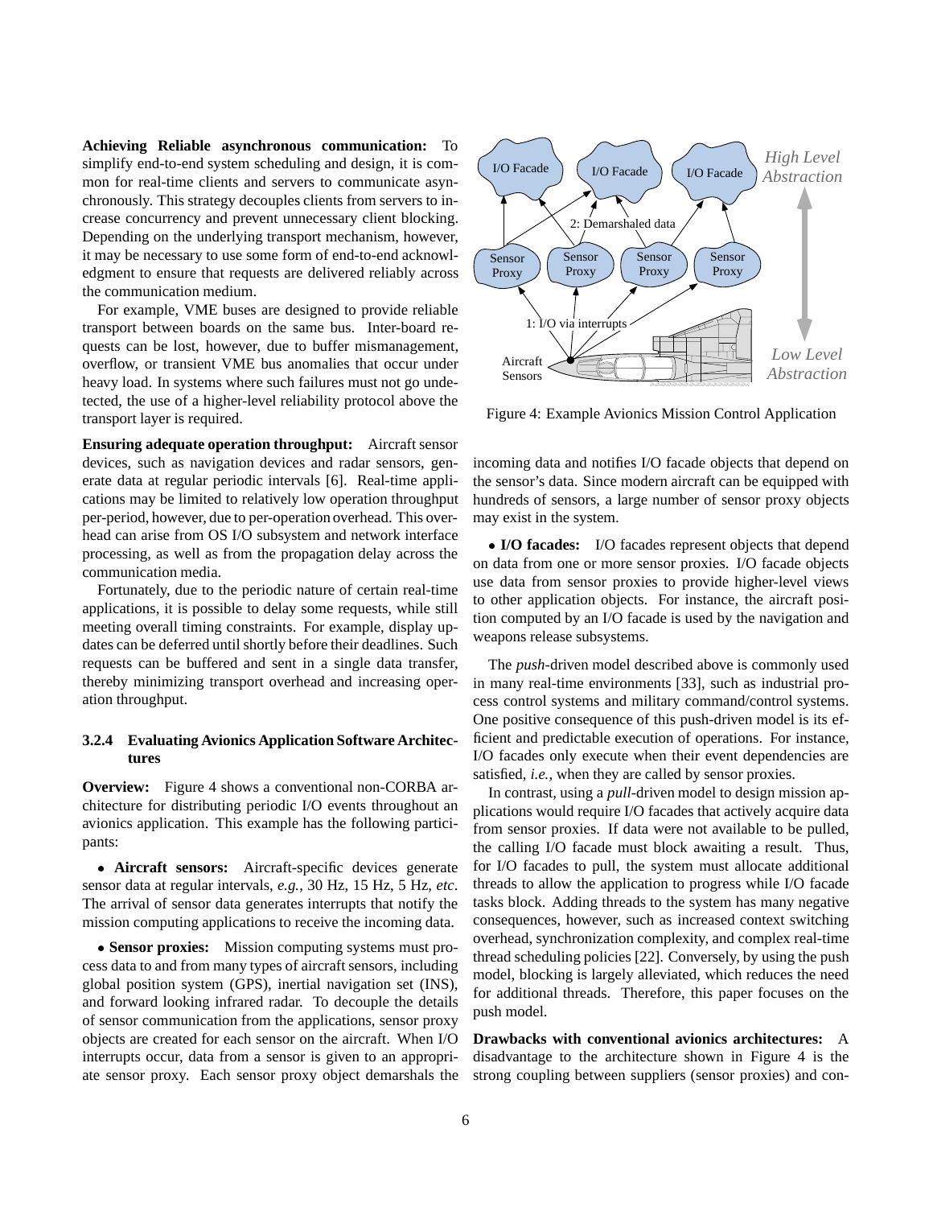**Achieving Reliable asynchronous communication:** To simplify end-to-end system scheduling and design, it is common for real-time clients and servers to communicate asynchronously. This strategy decouples clients from servers to increase concurrency and prevent unnecessary client blocking. Depending on the underlying transport mechanism, however, it may be necessary to use some form of end-to-end acknowledgment to ensure that requests are delivered reliably across the communication medium.

For example, VME buses are designed to provide reliable transport between boards on the same bus. Inter-board requests can be lost, however, due to buffer mismanagement, overflow, or transient VME bus anomalies that occur under heavy load. In systems where such failures must not go undetected, the use of a higher-level reliability protocol above the transport layer is required.

**Ensuring adequate operation throughput:** Aircraft sensor devices, such as navigation devices and radar sensors, generate data at regular periodic intervals [6]. Real-time applications may be limited to relatively low operation throughput per-period, however, due to per-operation overhead. This overhead can arise from OS I/O subsystem and network interface processing, as well as from the propagation delay across the communication media.

Fortunately, due to the periodic nature of certain real-time applications, it is possible to delay some requests, while still meeting overall timing constraints. For example, display updates can be deferred until shortly before their deadlines. Such requests can be buffered and sent in a single data transfer, thereby minimizing transport overhead and increasing operation throughput.

#### 3.2.4 Evaluating Avionics Application Software Architectures

**Overview:** Figure 4 shows a conventional non-CORBA architecture for distributing periodic I/O events throughout an avionics application. This example has the following participants:

- **Aircraft sensors:** Aircraft-specific devices generate sensor data at regular intervals, *e.g.*, 30 Hz, 15 Hz, 5 Hz, *etc*. The arrival of sensor data generates interrupts that notify the mission computing applications to receive the incoming data.

- **Sensor proxies:** Mission computing systems must process data to and from many types of aircraft sensors, including global position system (GPS), inertial navigation set (INS), and forward looking infrared radar. To decouple the details of sensor communication from the applications, sensor proxy objects are created for each sensor on the aircraft. When I/O interrupts occur, data from a sensor is given to an appropriate sensor proxy. Each sensor proxy object demarshals the incoming data and notifies I/O facade objects that depend on the sensor's data. Since modern aircraft can be equipped with hundreds of sensors, a large number of sensor proxy objects may exist in the system.

- **I/O facades:** I/O facades represent objects that depend on data from one or more sensor proxies. I/O facade objects use data from sensor proxies to provide higher-level views to other application objects. For instance, the aircraft position computed by an I/O facade is used by the navigation and weapons release subsystems.

I/O Facade
I/O Facade
I/O Facade
High Level Abstraction
2: Demarshaled data
Sensor Proxy
Sensor Proxy
Sensor Proxy
Sensor Proxy
1: I/O via interrupts
Aircraft Sensors
Low Level Abstraction

Figure 4: Example Avionics Mission Control Application

The *push*-driven model described above is commonly used in many real-time environments [33], such as industrial process control systems and military command/control systems. One positive consequence of this push-driven model is its efficient and predictable execution of operations. For instance, I/O facades only execute when their event dependencies are satisfied, *i.e.*, when they are called by sensor proxies.

In contrast, using a *pull*-driven model to design mission applications would require I/O facades that actively acquire data from sensor proxies. If data were not available to be pulled, the calling I/O facade must block awaiting a result. Thus, for I/O facades to pull, the system must allocate additional threads to allow the application to progress while I/O facade tasks block. Adding threads to the system has many negative consequences, however, such as increased context switching overhead, synchronization complexity, and complex real-time thread scheduling policies [22]. Conversely, by using the push model, blocking is largely alleviated, which reduces the need for additional threads. Therefore, this paper focuses on the push model.

**Drawbacks with conventional avionics architectures:** A disadvantage to the architecture shown in Figure 4 is the strong coupling between suppliers (sensor proxies) and con-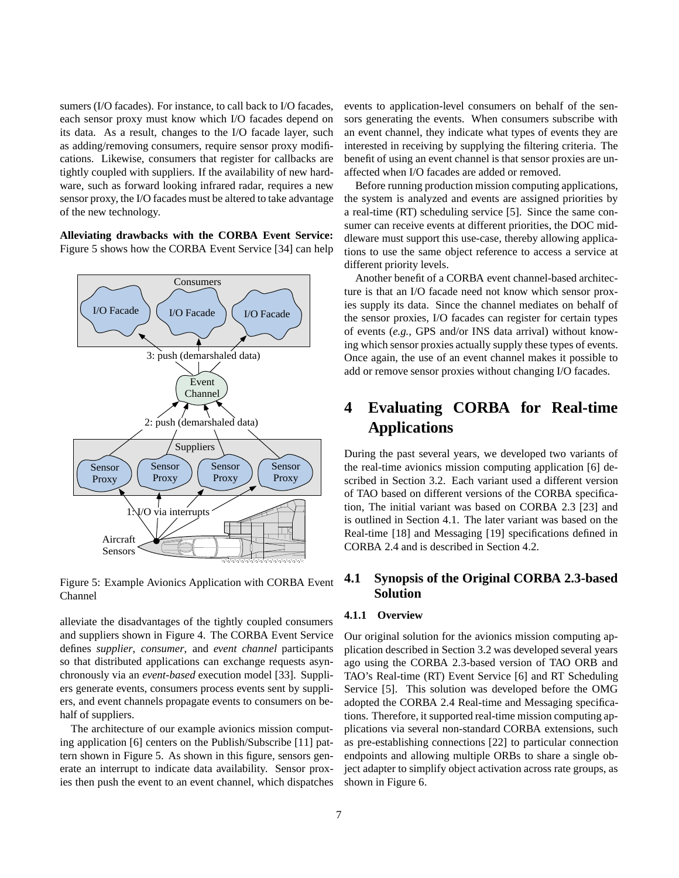sumers (I/O facades). For instance, to call back to I/O facades, each sensor proxy must know which I/O facades depend on its data. As a result, changes to the I/O facade layer, such as adding/removing consumers, require sensor proxy modifications. Likewise, consumers that register for callbacks are tightly coupled with suppliers. If the availability of new hardware, such as forward looking infrared radar, requires a new sensor proxy, the I/O facades must be altered to take advantage of the new technology.

**Alleviating drawbacks with the CORBA Event Service:** Figure 5 shows how the CORBA Event Service [34] can help alleviate the disadvantages of the tightly coupled consumers and suppliers shown in Figure 4. The CORBA Event Service defines *supplier*, *consumer*, and *event channel* participants so that distributed applications can exchange requests asynchronously via an *event-based* execution model [33]. Suppliers generate events, consumers process events sent by suppliers, and event channels propagate events to consumers on behalf of suppliers.

Figure 5: Example Avionics Application with CORBA Event Channel

The architecture of our example avionics mission computing application [6] centers on the Publish/Subscribe [11] pattern shown in Figure 5. As shown in this figure, sensors generate an interrupt to indicate data availability. Sensor proxies then push the event to an event channel, which dispatches events to application-level consumers on behalf of the sensors generating the events. When consumers subscribe with an event channel, they indicate what types of events they are interested in receiving by supplying the filtering criteria. The benefit of using an event channel is that sensor proxies are unaffected when I/O facades are added or removed.

Before running production mission computing applications, the system is analyzed and events are assigned priorities by a real-time (RT) scheduling service [5]. Since the same consumer can receive events at different priorities, the DOC middleware must support this use-case, thereby allowing applications to use the same object reference to access a service at different priority levels.

Another benefit of a CORBA event channel-based architecture is that an I/O facade need not know which sensor proxies supply its data. Since the channel mediates on behalf of the sensor proxies, I/O facades can register for certain types of events (*e.g.*, GPS and/or INS data arrival) without knowing which sensor proxies actually supply these types of events. Once again, the use of an event channel makes it possible to add or remove sensor proxies without changing I/O facades.

# 4 Evaluating CORBA for Real-time Applications

During the past several years, we developed two variants of the real-time avionics mission computing application [6] described in Section 3.2. Each variant used a different version of TAO based on different versions of the CORBA specification, The initial variant was based on CORBA 2.3 [23] and is outlined in Section 4.1. The later variant was based on the Real-time [18] and Messaging [19] specifications defined in CORBA 2.4 and is described in Section 4.2.

## 4.1 Synopsis of the Original CORBA 2.3-based Solution

### 4.1.1 Overview

Our original solution for the avionics mission computing application described in Section 3.2 was developed several years ago using the CORBA 2.3-based version of TAO ORB and TAO's Real-time (RT) Event Service [6] and RT Scheduling Service [5]. This solution was developed before the OMG adopted the CORBA 2.4 Real-time and Messaging specifications. Therefore, it supported real-time mission computing applications via several non-standard CORBA extensions, such as pre-establishing connections [22] to particular connection endpoints and allowing multiple ORBs to share a single object adapter to simplify object activation across rate groups, as shown in Figure 6.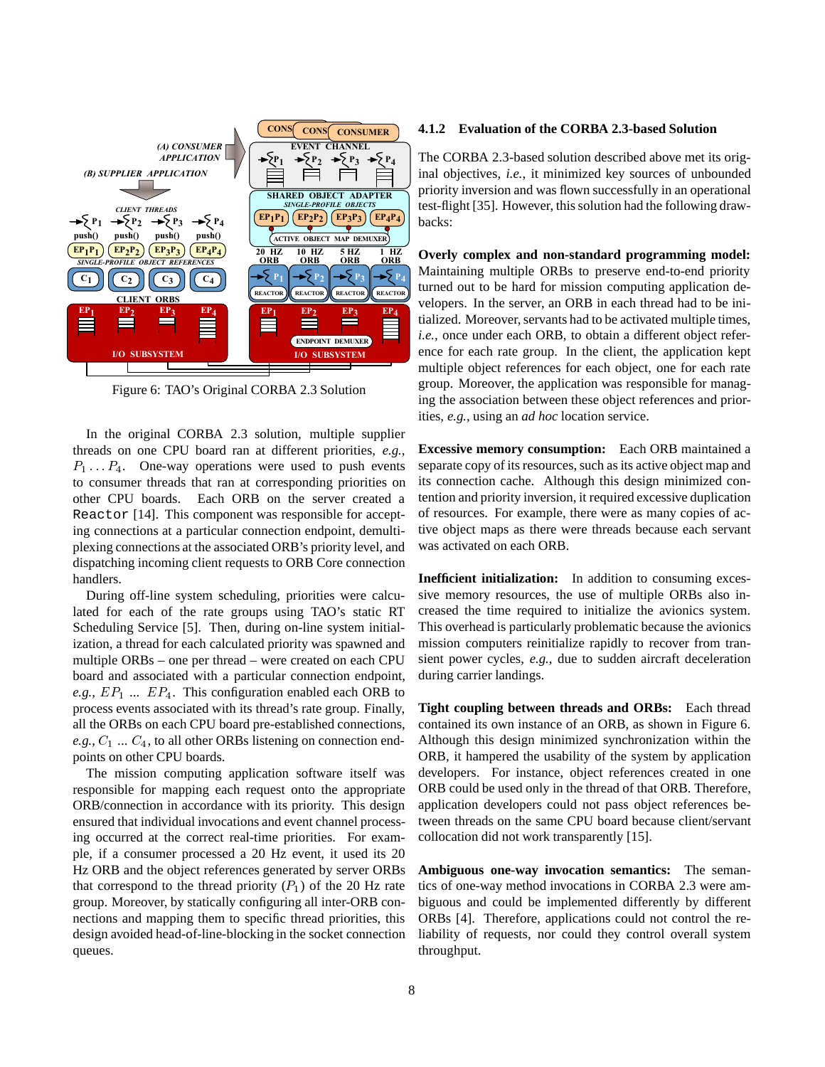Figure 6: TAO's Original CORBA 2.3 Solution

In the original CORBA 2.3 solution, multiple supplier threads on one CPU board ran at different priorities, *e.g.*, $P_1 \ldots P_4$. One-way operations were used to push events to consumer threads that ran at corresponding priorities on other CPU boards. Each ORB on the server created a `Reactor` [14]. This component was responsible for accepting connections at a particular connection endpoint, demultiplexing connections at the associated ORB's priority level, and dispatching incoming client requests to ORB Core connection handlers.

During off-line system scheduling, priorities were calculated for each of the rate groups using TAO's static RT Scheduling Service [5]. Then, during on-line system initialization, a thread for each calculated priority was spawned and multiple ORBs – one per thread – were created on each CPU board and associated with a particular connection endpoint, *e.g.*, $EP_1$ ... $EP_4$. This configuration enabled each ORB to process events associated with its thread's rate group. Finally, all the ORBs on each CPU board pre-established connections, *e.g.*, $C_1$ ... $C_4$, to all other ORBs listening on connection endpoints on other CPU boards.

The mission computing application software itself was responsible for mapping each request onto the appropriate ORB/connection in accordance with its priority. This design ensured that individual invocations and event channel processing occurred at the correct real-time priorities. For example, if a consumer processed a 20 Hz event, it used its 20 Hz ORB and the object references generated by server ORBs that correspond to the thread priority ($P_1$) of the 20 Hz rate group. Moreover, by statically configuring all inter-ORB connections and mapping them to specific thread priorities, this design avoided head-of-line-blocking in the socket connection queues.

#### 4.1.2 Evaluation of the CORBA 2.3-based Solution

The CORBA 2.3-based solution described above met its original objectives, *i.e.*, it minimized key sources of unbounded priority inversion and was flown successfully in an operational test-flight [35]. However, this solution had the following drawbacks:

**Overly complex and non-standard programming model:** Maintaining multiple ORBs to preserve end-to-end priority turned out to be hard for mission computing application developers. In the server, an ORB in each thread had to be initialized. Moreover, servants had to be activated multiple times, *i.e.*, once under each ORB, to obtain a different object reference for each rate group. In the client, the application kept multiple object references for each object, one for each rate group. Moreover, the application was responsible for managing the association between these object references and priorities, *e.g.*, using an *ad hoc* location service.

**Excessive memory consumption:** Each ORB maintained a separate copy of its resources, such as its active object map and its connection cache. Although this design minimized contention and priority inversion, it required excessive duplication of resources. For example, there were as many copies of active object maps as there were threads because each servant was activated on each ORB.

**Inefficient initialization:** In addition to consuming excessive memory resources, the use of multiple ORBs also increased the time required to initialize the avionics system. This overhead is particularly problematic because the avionics mission computers reinitialize rapidly to recover from transient power cycles, *e.g.*, due to sudden aircraft deceleration during carrier landings.

**Tight coupling between threads and ORBs:** Each thread contained its own instance of an ORB, as shown in Figure 6. Although this design minimized synchronization within the ORB, it hampered the usability of the system by application developers. For instance, object references created in one ORB could be used only in the thread of that ORB. Therefore, application developers could not pass object references between threads on the same CPU board because client/servant collocation did not work transparently [15].

**Ambiguous one-way invocation semantics:** The semantics of one-way method invocations in CORBA 2.3 were ambiguous and could be implemented differently by different ORBs [4]. Therefore, applications could not control the reliability of requests, nor could they control overall system throughput.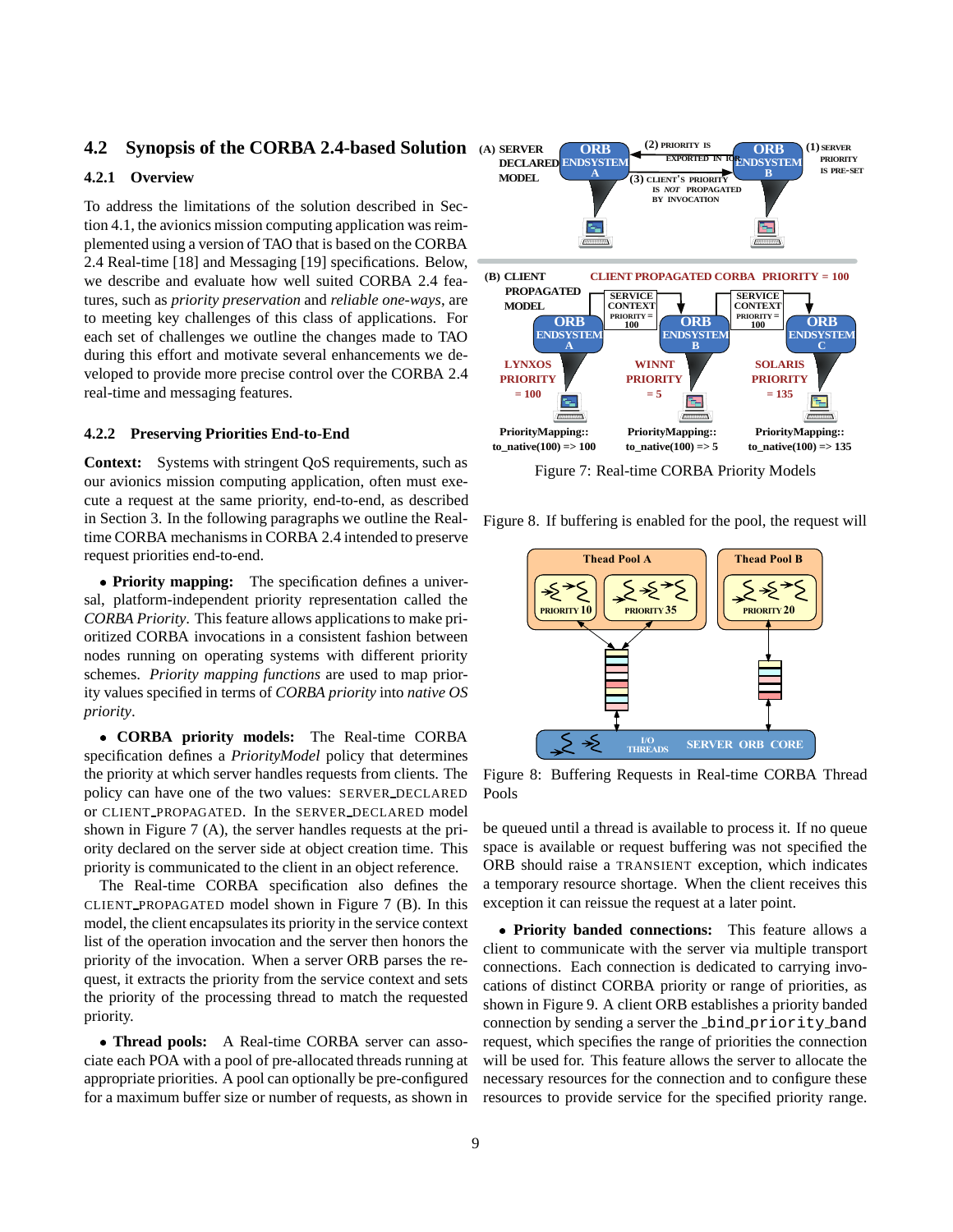## 4.2 Synopsis of the CORBA 2.4-based Solution

### 4.2.1 Overview

To address the limitations of the solution described in Section 4.1, the avionics mission computing application was reimplemented using a version of TAO that is based on the CORBA 2.4 Real-time [18] and Messaging [19] specifications. Below, we describe and evaluate how well suited CORBA 2.4 features, such as *priority preservation* and *reliable one-ways*, are to meeting key challenges of this class of applications. For each set of challenges we outline the changes made to TAO during this effort and motivate several enhancements we developed to provide more precise control over the CORBA 2.4 real-time and messaging features.

### 4.2.2 Preserving Priorities End-to-End

**Context:** Systems with stringent QoS requirements, such as our avionics mission computing application, often must execute a request at the same priority, end-to-end, as described in Section 3. In the following paragraphs we outline the Real-time CORBA mechanisms in CORBA 2.4 intended to preserve request priorities end-to-end.

- **Priority mapping:** The specification defines a universal, platform-independent priority representation called the *CORBA Priority*. This feature allows applications to make prioritized CORBA invocations in a consistent fashion between nodes running on operating systems with different priority schemes. *Priority mapping functions* are used to map priority values specified in terms of *CORBA priority* into *native OS priority*.

- **CORBA priority models:** The Real-time CORBA specification defines a *PriorityModel* policy that determines the priority at which server handles requests from clients. The policy can have one of the two values: SERVER_DECLARED or CLIENT_PROPAGATED. In the SERVER_DECLARED model shown in Figure 7 (A), the server handles requests at the priority declared on the server side at object creation time. This priority is communicated to the client in an object reference.

  The Real-time CORBA specification also defines the CLIENT_PROPAGATED model shown in Figure 7 (B). In this model, the client encapsulates its priority in the service context list of the operation invocation and the server then honors the priority of the invocation. When a server ORB parses the request, it extracts the priority from the service context and sets the priority of the processing thread to match the requested priority.

- **Thread pools:** A Real-time CORBA server can associate each POA with a pool of pre-allocated threads running at appropriate priorities. A pool can optionally be pre-configured for a maximum buffer size or number of requests, as shown in Figure 8. If buffering is enabled for the pool, the request will be queued until a thread is available to process it. If no queue space is available or request buffering was not specified the ORB should raise a TRANSIENT exception, which indicates a temporary resource shortage. When the client receives this exception it can reissue the request at a later point.

Figure 7: Real-time CORBA Priority Models

Figure 8: Buffering Requests in Real-time CORBA Thread Pools

- **Priority banded connections:** This feature allows a client to communicate with the server via multiple transport connections. Each connection is dedicated to carrying invocations of distinct CORBA priority or range of priorities, as shown in Figure 9. A client ORB establishes a priority banded connection by sending a server the `_bind_priority_band` request, which specifies the range of priorities the connection will be used for. This feature allows the server to allocate the necessary resources for the connection and to configure these resources to provide service for the specified priority range.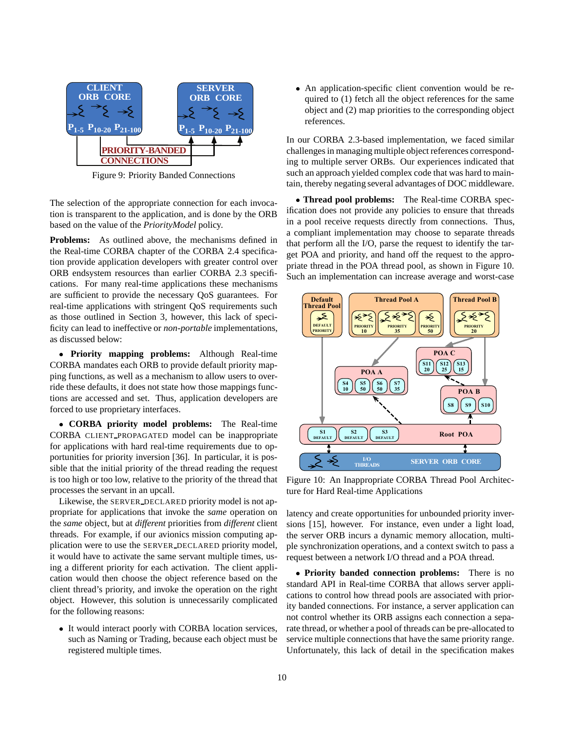Figure 9: Priority Banded Connections

The selection of the appropriate connection for each invocation is transparent to the application, and is done by the ORB based on the value of the *PriorityModel* policy.

**Problems:** As outlined above, the mechanisms defined in the Real-time CORBA chapter of the CORBA 2.4 specification provide application developers with greater control over ORB endsystem resources than earlier CORBA 2.3 specifications. For many real-time applications these mechanisms are sufficient to provide the necessary QoS guarantees. For real-time applications with stringent QoS requirements such as those outlined in Section 3, however, this lack of specificity can lead to ineffective or *non-portable* implementations, as discussed below:

- **Priority mapping problems:** Although Real-time CORBA mandates each ORB to provide default priority mapping functions, as well as a mechanism to allow users to override these defaults, it does not state how those mappings functions are accessed and set. Thus, application developers are forced to use proprietary interfaces.

- **CORBA priority model problems:** The Real-time CORBA CLIENT_PROPAGATED model can be inappropriate for applications with hard real-time requirements due to opportunities for priority inversion [36]. In particular, it is possible that the initial priority of the thread reading the request is too high or too low, relative to the priority of the thread that processes the servant in an upcall.

Likewise, the SERVER_DECLARED priority model is not appropriate for applications that invoke the *same* operation on the *same* object, but at *different* priorities from *different* client threads. For example, if our avionics mission computing application were to use the SERVER_DECLARED priority model, it would have to activate the same servant multiple times, using a different priority for each activation. The client application would then choose the object reference based on the client thread's priority, and invoke the operation on the right object. However, this solution is unnecessarily complicated for the following reasons:

- It would interact poorly with CORBA location services, such as Naming or Trading, because each object must be registered multiple times.

- An application-specific client convention would be required to (1) fetch all the object references for the same object and (2) map priorities to the corresponding object references.

In our CORBA 2.3-based implementation, we faced similar challenges in managing multiple object references corresponding to multiple server ORBs. Our experiences indicated that such an approach yielded complex code that was hard to maintain, thereby negating several advantages of DOC middleware.

- **Thread pool problems:** The Real-time CORBA specification does not provide any policies to ensure that threads in a pool receive requests directly from connections. Thus, a compliant implementation may choose to separate threads that perform all the I/O, parse the request to identify the target POA and priority, and hand off the request to the appropriate thread in the POA thread pool, as shown in Figure 10. Such an implementation can increase average and worst-case latency and create opportunities for unbounded priority inversions [15], however. For instance, even under a light load, the server ORB incurs a dynamic memory allocation, multiple synchronization operations, and a context switch to pass a request between a network I/O thread and a POA thread.

Figure 10: An Inappropriate CORBA Thread Pool Architecture for Hard Real-time Applications

- **Priority banded connection problems:** There is no standard API in Real-time CORBA that allows server applications to control how thread pools are associated with priority banded connections. For instance, a server application can not control whether its ORB assigns each connection a separate thread, or whether a pool of threads can be pre-allocated to service multiple connections that have the same priority range. Unfortunately, this lack of detail in the specification makes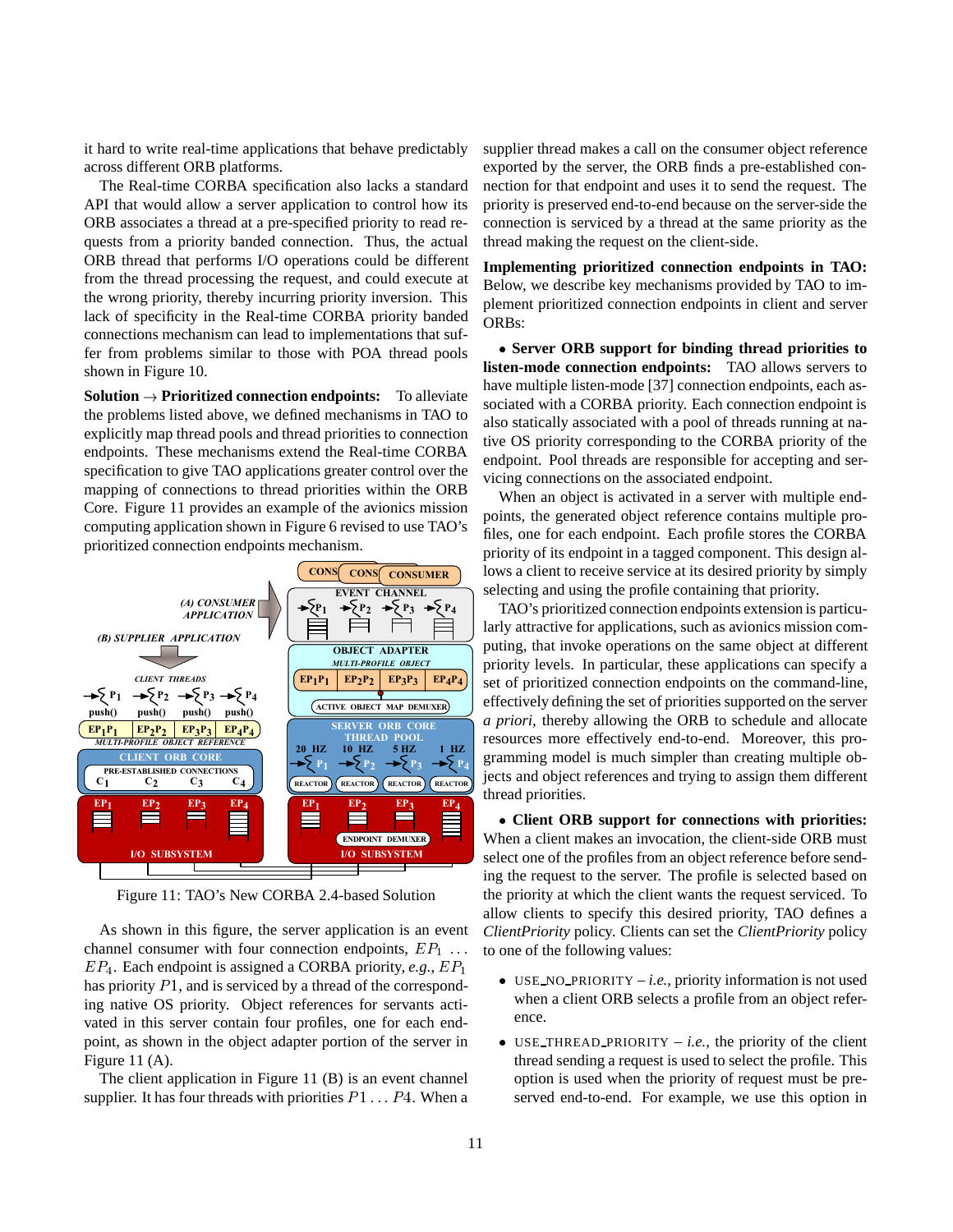it hard to write real-time applications that behave predictably across different ORB platforms.

The Real-time CORBA specification also lacks a standard API that would allow a server application to control how its ORB associates a thread at a pre-specified priority to read requests from a priority banded connection. Thus, the actual ORB thread that performs I/O operations could be different from the thread processing the request, and could execute at the wrong priority, thereby incurring priority inversion. This lack of specificity in the Real-time CORBA priority banded connections mechanism can lead to implementations that suffer from problems similar to those with POA thread pools shown in Figure 10.

**Solution → Prioritized connection endpoints:** To alleviate the problems listed above, we defined mechanisms in TAO to explicitly map thread pools and thread priorities to connection endpoints. These mechanisms extend the Real-time CORBA specification to give TAO applications greater control over the mapping of connections to thread priorities within the ORB Core. Figure 11 provides an example of the avionics mission computing application shown in Figure 6 revised to use TAO's prioritized connection endpoints mechanism.

(A) CONSUMER APPLICATION

(B) SUPPLIER APPLICATION

CONS CONS CONSUMER

EVENT CHANNEL

P1 P2 P3 P4

OBJECT ADAPTER

MULTI-PROFILE OBJECT

EP1P1 EP2P2 EP3P3 EP4P4

ACTIVE OBJECT MAP DEMUXER

SERVER ORB CORE

THREAD POOL

20 HZ 10 HZ 5 HZ 1 HZ

P1 P2 P3 P4

REACTOR REACTOR REACTOR REACTOR

EP1 EP2 EP3 EP4

ENDPOINT DEMUXER

I/O SUBSYSTEM

CLIENT THREADS

P1 P2 P3 P4

push() push() push() push()

EP1P1 EP2P2 EP3P3 EP4P4

MULTI-PROFILE OBJECT REFERENCE

CLIENT ORB CORE

PRE-ESTABLISHED CONNECTIONS

C1 C2 C3 C4

EP1 EP2 EP3 EP4

I/O SUBSYSTEM

Figure 11: TAO's New CORBA 2.4-based Solution

As shown in this figure, the server application is an event channel consumer with four connection endpoints, $EP_1 \ldots EP_4$. Each endpoint is assigned a CORBA priority, *e.g.*, $EP_1$ has priority $P1$, and is serviced by a thread of the corresponding native OS priority. Object references for servants activated in this server contain four profiles, one for each endpoint, as shown in the object adapter portion of the server in Figure 11 (A).

The client application in Figure 11 (B) is an event channel supplier. It has four threads with priorities $P1 \ldots P4$. When a supplier thread makes a call on the consumer object reference exported by the server, the ORB finds a pre-established connection for that endpoint and uses it to send the request. The priority is preserved end-to-end because on the server-side the connection is serviced by a thread at the same priority as the thread making the request on the client-side.

**Implementing prioritized connection endpoints in TAO:** Below, we describe key mechanisms provided by TAO to implement prioritized connection endpoints in client and server ORBs:

• **Server ORB support for binding thread priorities to listen-mode connection endpoints:** TAO allows servers to have multiple listen-mode [37] connection endpoints, each associated with a CORBA priority. Each connection endpoint is also statically associated with a pool of threads running at native OS priority corresponding to the CORBA priority of the endpoint. Pool threads are responsible for accepting and servicing connections on the associated endpoint.

When an object is activated in a server with multiple endpoints, the generated object reference contains multiple profiles, one for each endpoint. Each profile stores the CORBA priority of its endpoint in a tagged component. This design allows a client to receive service at its desired priority by simply selecting and using the profile containing that priority.

TAO's prioritized connection endpoints extension is particularly attractive for applications, such as avionics mission computing, that invoke operations on the same object at different priority levels. In particular, these applications can specify a set of prioritized connection endpoints on the command-line, effectively defining the set of priorities supported on the server *a priori*, thereby allowing the ORB to schedule and allocate resources more effectively end-to-end. Moreover, this programming model is much simpler than creating multiple objects and object references and trying to assign them different thread priorities.

• **Client ORB support for connections with priorities:** When a client makes an invocation, the client-side ORB must select one of the profiles from an object reference before sending the request to the server. The profile is selected based on the priority at which the client wants the request serviced. To allow clients to specify this desired priority, TAO defines a *ClientPriority* policy. Clients can set the *ClientPriority* policy to one of the following values:

- USE_NO_PRIORITY – *i.e.*, priority information is not used when a client ORB selects a profile from an object reference.
- USE_THREAD_PRIORITY – *i.e.*, the priority of the client thread sending a request is used to select the profile. This option is used when the priority of request must be preserved end-to-end. For example, we use this option in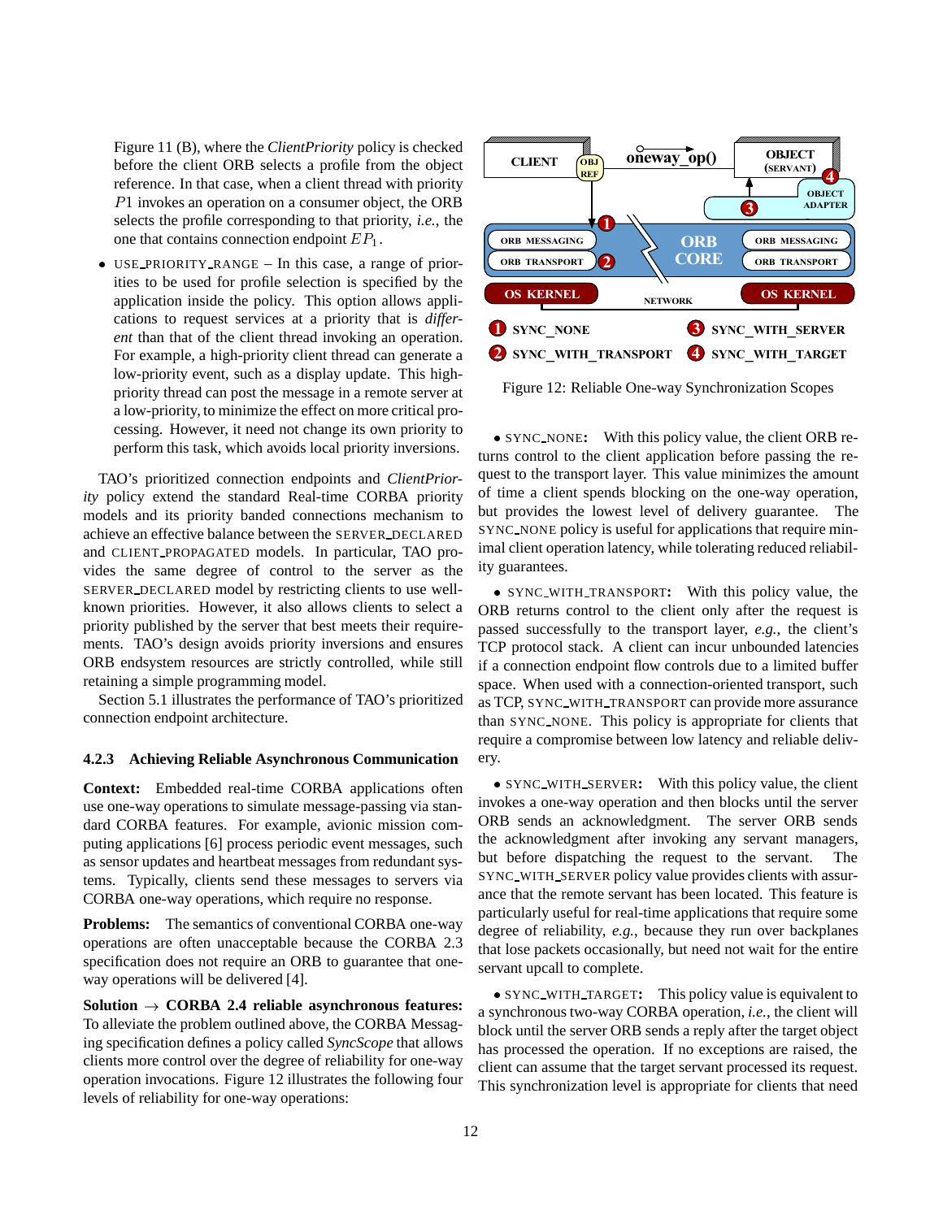Figure 11 (B), where the *ClientPriority* policy is checked before the client ORB selects a profile from the object reference. In that case, when a client thread with priority $P1$ invokes an operation on a consumer object, the ORB selects the profile corresponding to that priority, *i.e.,* the one that contains connection endpoint $EP_1$.

- USE_PRIORITY_RANGE – In this case, a range of priorities to be used for profile selection is specified by the application inside the policy. This option allows applications to request services at a priority that is *different* than that of the client thread invoking an operation. For example, a high-priority client thread can generate a low-priority event, such as a display update. This high-priority thread can post the message in a remote server at a low-priority, to minimize the effect on more critical processing. However, it need not change its own priority to perform this task, which avoids local priority inversions.

TAO's prioritized connection endpoints and *ClientPriority* policy extend the standard Real-time CORBA priority models and its priority banded connections mechanism to achieve an effective balance between the SERVER_DECLARED and CLIENT_PROPAGATED models. In particular, TAO provides the same degree of control to the server as the SERVER_DECLARED model by restricting clients to use well-known priorities. However, it also allows clients to select a priority published by the server that best meets their requirements. TAO's design avoids priority inversions and ensures ORB endsystem resources are strictly controlled, while still retaining a simple programming model.

Section 5.1 illustrates the performance of TAO's prioritized connection endpoint architecture.

#### 4.2.3 Achieving Reliable Asynchronous Communication

**Context:** Embedded real-time CORBA applications often use one-way operations to simulate message-passing via standard CORBA features. For example, avionic mission computing applications [6] process periodic event messages, such as sensor updates and heartbeat messages from redundant systems. Typically, clients send these messages to servers via CORBA one-way operations, which require no response.

**Problems:** The semantics of conventional CORBA one-way operations are often unacceptable because the CORBA 2.3 specification does not require an ORB to guarantee that one-way operations will be delivered [4].

**Solution → CORBA 2.4 reliable asynchronous features:** To alleviate the problem outlined above, the CORBA Messaging specification defines a policy called *SyncScope* that allows clients more control over the degree of reliability for one-way operation invocations. Figure 12 illustrates the following four levels of reliability for one-way operations:

Figure 12: Reliable One-way Synchronization Scopes

- **SYNC_NONE:** With this policy value, the client ORB returns control to the client application before passing the request to the transport layer. This value minimizes the amount of time a client spends blocking on the one-way operation, but provides the lowest level of delivery guarantee. The SYNC_NONE policy is useful for applications that require minimal client operation latency, while tolerating reduced reliability guarantees.

- **SYNC_WITH_TRANSPORT:** With this policy value, the ORB returns control to the client only after the request is passed successfully to the transport layer, *e.g.,* the client's TCP protocol stack. A client can incur unbounded latencies if a connection endpoint flow controls due to a limited buffer space. When used with a connection-oriented transport, such as TCP, SYNC_WITH_TRANSPORT can provide more assurance than SYNC_NONE. This policy is appropriate for clients that require a compromise between low latency and reliable delivery.

- **SYNC_WITH_SERVER:** With this policy value, the client invokes a one-way operation and then blocks until the server ORB sends an acknowledgment. The server ORB sends the acknowledgment after invoking any servant managers, but before dispatching the request to the servant. The SYNC_WITH_SERVER policy value provides clients with assurance that the remote servant has been located. This feature is particularly useful for real-time applications that require some degree of reliability, *e.g.,* because they run over backplanes that lose packets occasionally, but need not wait for the entire servant upcall to complete.

- **SYNC_WITH_TARGET:** This policy value is equivalent to a synchronous two-way CORBA operation, *i.e.,* the client will block until the server ORB sends a reply after the target object has processed the operation. If no exceptions are raised, the client can assume that the target servant processed its request. This synchronization level is appropriate for clients that need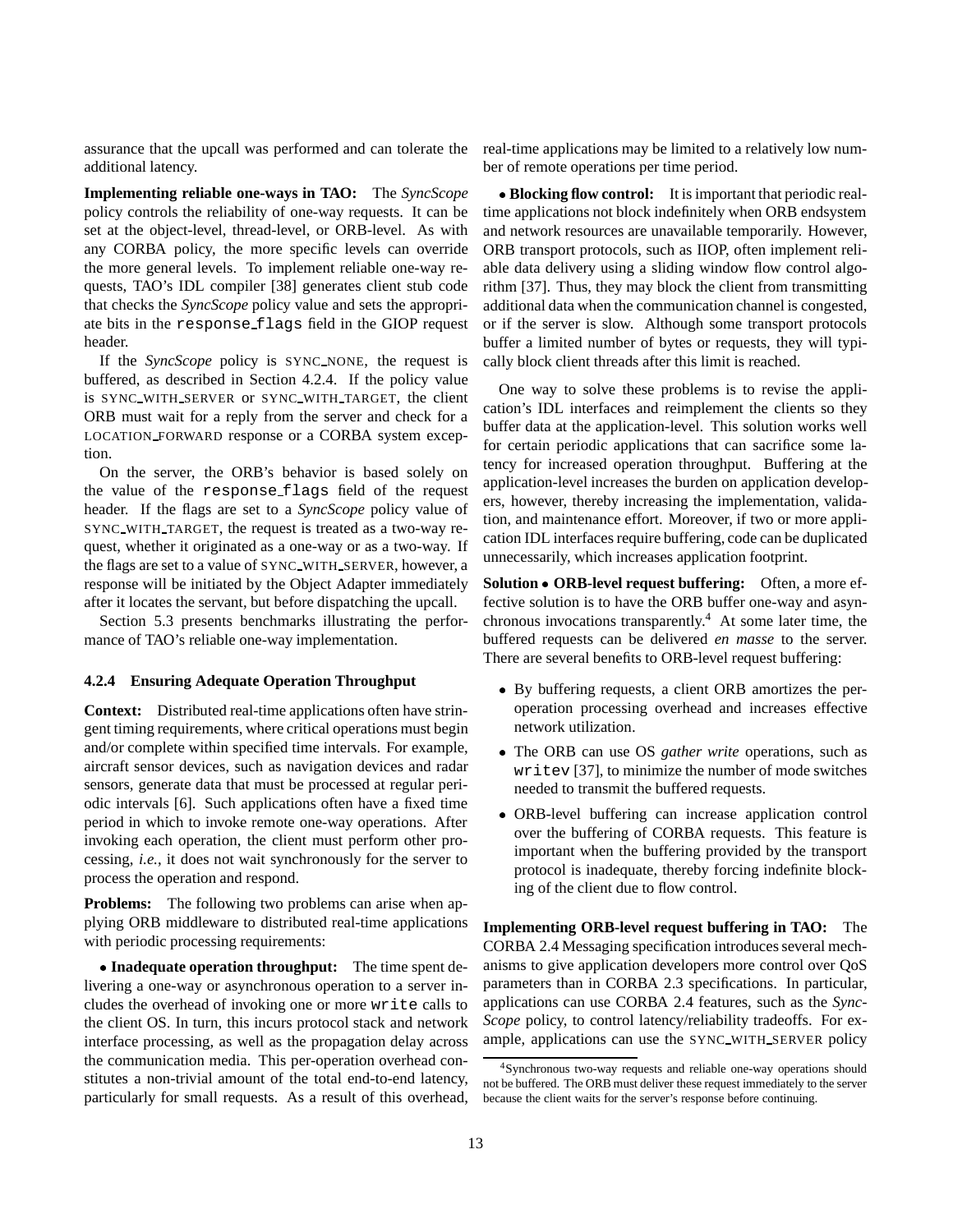assurance that the upcall was performed and can tolerate the additional latency.

**Implementing reliable one-ways in TAO:** The *SyncScope* policy controls the reliability of one-way requests. It can be set at the object-level, thread-level, or ORB-level. As with any CORBA policy, the more specific levels can override the more general levels. To implement reliable one-way requests, TAO's IDL compiler [38] generates client stub code that checks the *SyncScope* policy value and sets the appropriate bits in the `response_flags` field in the GIOP request header.

If the *SyncScope* policy is SYNC_NONE, the request is buffered, as described in Section 4.2.4. If the policy value is SYNC_WITH_SERVER or SYNC_WITH_TARGET, the client ORB must wait for a reply from the server and check for a LOCATION_FORWARD response or a CORBA system exception.

On the server, the ORB's behavior is based solely on the value of the `response_flags` field of the request header. If the flags are set to a *SyncScope* policy value of SYNC_WITH_TARGET, the request is treated as a two-way request, whether it originated as a one-way or as a two-way. If the flags are set to a value of SYNC_WITH_SERVER, however, a response will be initiated by the Object Adapter immediately after it locates the servant, but before dispatching the upcall.

Section 5.3 presents benchmarks illustrating the performance of TAO's reliable one-way implementation.

#### 4.2.4 Ensuring Adequate Operation Throughput

**Context:** Distributed real-time applications often have stringent timing requirements, where critical operations must begin and/or complete within specified time intervals. For example, aircraft sensor devices, such as navigation devices and radar sensors, generate data that must be processed at regular periodic intervals [6]. Such applications often have a fixed time period in which to invoke remote one-way operations. After invoking each operation, the client must perform other processing, *i.e.*, it does not wait synchronously for the server to process the operation and respond.

**Problems:** The following two problems can arise when applying ORB middleware to distributed real-time applications with periodic processing requirements:

• **Inadequate operation throughput:** The time spent delivering a one-way or asynchronous operation to a server includes the overhead of invoking one or more `write` calls to the client OS. In turn, this incurs protocol stack and network interface processing, as well as the propagation delay across the communication media. This per-operation overhead constitutes a non-trivial amount of the total end-to-end latency, particularly for small requests. As a result of this overhead, real-time applications may be limited to a relatively low number of remote operations per time period.

• **Blocking flow control:** It is important that periodic real-time applications not block indefinitely when ORB endsystem and network resources are unavailable temporarily. However, ORB transport protocols, such as IIOP, often implement reliable data delivery using a sliding window flow control algorithm [37]. Thus, they may block the client from transmitting additional data when the communication channel is congested, or if the server is slow. Although some transport protocols buffer a limited number of bytes or requests, they will typically block client threads after this limit is reached.

One way to solve these problems is to revise the application's IDL interfaces and reimplement the clients so they buffer data at the application-level. This solution works well for certain periodic applications that can sacrifice some latency for increased operation throughput. Buffering at the application-level increases the burden on application developers, however, thereby increasing the implementation, validation, and maintenance effort. Moreover, if two or more application IDL interfaces require buffering, code can be duplicated unnecessarily, which increases application footprint.

**Solution • ORB-level request buffering:** Often, a more effective solution is to have the ORB buffer one-way and asynchronous invocations transparently.[4] At some later time, the buffered requests can be delivered *en masse* to the server. There are several benefits to ORB-level request buffering:

- By buffering requests, a client ORB amortizes the per-operation processing overhead and increases effective network utilization.
- The ORB can use OS *gather write* operations, such as `writev` [37], to minimize the number of mode switches needed to transmit the buffered requests.
- ORB-level buffering can increase application control over the buffering of CORBA requests. This feature is important when the buffering provided by the transport protocol is inadequate, thereby forcing indefinite blocking of the client due to flow control.

**Implementing ORB-level request buffering in TAO:** The CORBA 2.4 Messaging specification introduces several mechanisms to give application developers more control over QoS parameters than in CORBA 2.3 specifications. In particular, applications can use CORBA 2.4 features, such as the *SyncScope* policy, to control latency/reliability tradeoffs. For example, applications can use the SYNC_WITH_SERVER policy

[4] Synchronous two-way requests and reliable one-way operations should not be buffered. The ORB must deliver these request immediately to the server because the client waits for the server's response before continuing.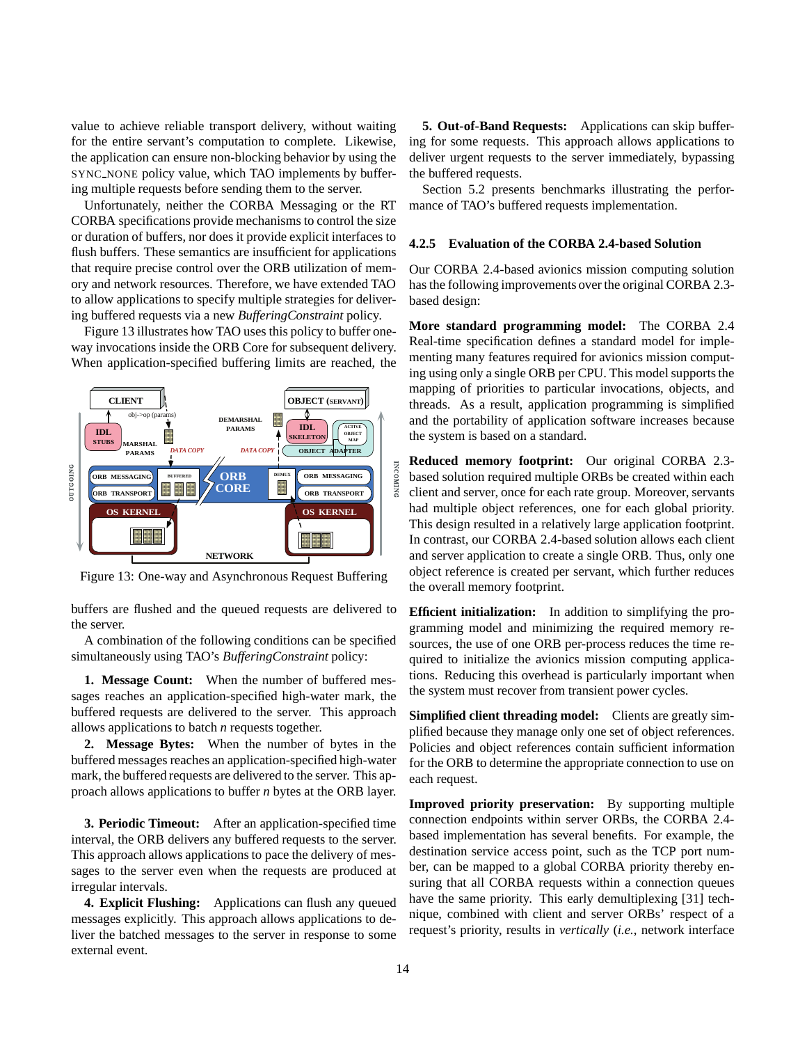value to achieve reliable transport delivery, without waiting for the entire servant's computation to complete. Likewise, the application can ensure non-blocking behavior by using the SYNC_NONE policy value, which TAO implements by buffering multiple requests before sending them to the server.

Unfortunately, neither the CORBA Messaging or the RT CORBA specifications provide mechanisms to control the size or duration of buffers, nor does it provide explicit interfaces to flush buffers. These semantics are insufficient for applications that require precise control over the ORB utilization of memory and network resources. Therefore, we have extended TAO to allow applications to specify multiple strategies for delivering buffered requests via a new *BufferingConstraint* policy.

Figure 13 illustrates how TAO uses this policy to buffer one-way invocations inside the ORB Core for subsequent delivery. When application-specified buffering limits are reached, the buffers are flushed and the queued requests are delivered to the server.

Figure 13: One-way and Asynchronous Request Buffering

A combination of the following conditions can be specified simultaneously using TAO's *BufferingConstraint* policy:

**1. Message Count:** When the number of buffered messages reaches an application-specified high-water mark, the buffered requests are delivered to the server. This approach allows applications to batch *n* requests together.

**2. Message Bytes:** When the number of bytes in the buffered messages reaches an application-specified high-water mark, the buffered requests are delivered to the server. This approach allows applications to buffer *n* bytes at the ORB layer.

**3. Periodic Timeout:** After an application-specified time interval, the ORB delivers any buffered requests to the server. This approach allows applications to pace the delivery of messages to the server even when the requests are produced at irregular intervals.

**4. Explicit Flushing:** Applications can flush any queued messages explicitly. This approach allows applications to deliver the batched messages to the server in response to some external event.

**5. Out-of-Band Requests:** Applications can skip buffering for some requests. This approach allows applications to deliver urgent requests to the server immediately, bypassing the buffered requests.

Section 5.2 presents benchmarks illustrating the performance of TAO's buffered requests implementation.

#### 4.2.5 Evaluation of the CORBA 2.4-based Solution

Our CORBA 2.4-based avionics mission computing solution has the following improvements over the original CORBA 2.3-based design:

**More standard programming model:** The CORBA 2.4 Real-time specification defines a standard model for implementing many features required for avionics mission computing using only a single ORB per CPU. This model supports the mapping of priorities to particular invocations, objects, and threads. As a result, application programming is simplified and the portability of application software increases because the system is based on a standard.

**Reduced memory footprint:** Our original CORBA 2.3-based solution required multiple ORBs be created within each client and server, once for each rate group. Moreover, servants had multiple object references, one for each global priority. This design resulted in a relatively large application footprint. In contrast, our CORBA 2.4-based solution allows each client and server application to create a single ORB. Thus, only one object reference is created per servant, which further reduces the overall memory footprint.

**Efficient initialization:** In addition to simplifying the programming model and minimizing the required memory resources, the use of one ORB per-process reduces the time required to initialize the avionics mission computing applications. Reducing this overhead is particularly important when the system must recover from transient power cycles.

**Simplified client threading model:** Clients are greatly simplified because they manage only one set of object references. Policies and object references contain sufficient information for the ORB to determine the appropriate connection to use on each request.

**Improved priority preservation:** By supporting multiple connection endpoints within server ORBs, the CORBA 2.4-based implementation has several benefits. For example, the destination service access point, such as the TCP port number, can be mapped to a global CORBA priority thereby ensuring that all CORBA requests within a connection queues have the same priority. This early demultiplexing [31] technique, combined with client and server ORBs' respect of a request's priority, results in *vertically* (*i.e.*, network interface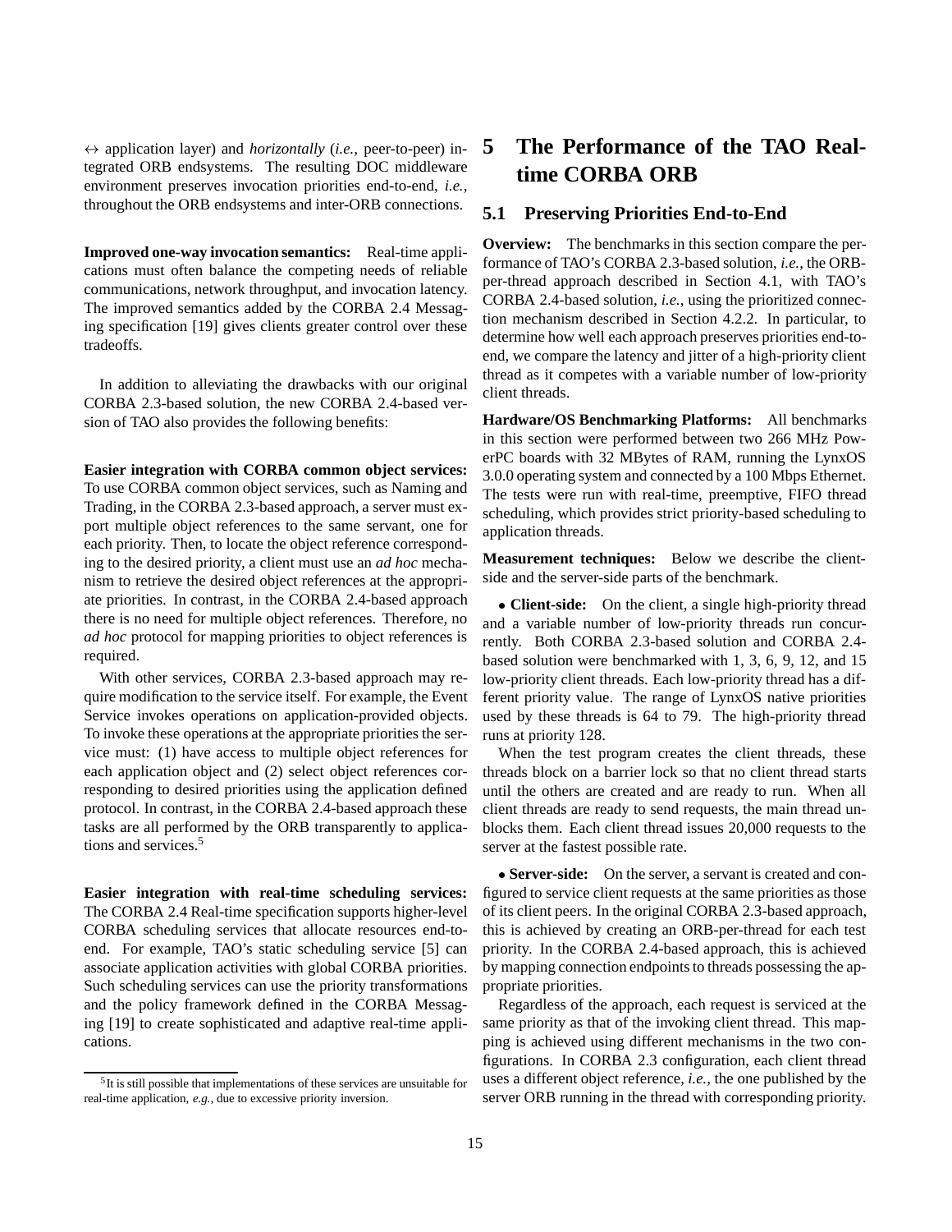↔ application layer) and *horizontally* (*i.e.*, peer-to-peer) integrated ORB endsystems. The resulting DOC middleware environment preserves invocation priorities end-to-end, *i.e.*, throughout the ORB endsystems and inter-ORB connections.

**Improved one-way invocation semantics:** Real-time applications must often balance the competing needs of reliable communications, network throughput, and invocation latency. The improved semantics added by the CORBA 2.4 Messaging specification [19] gives clients greater control over these tradeoffs.

In addition to alleviating the drawbacks with our original CORBA 2.3-based solution, the new CORBA 2.4-based version of TAO also provides the following benefits:

**Easier integration with CORBA common object services:** To use CORBA common object services, such as Naming and Trading, in the CORBA 2.3-based approach, a server must export multiple object references to the same servant, one for each priority. Then, to locate the object reference corresponding to the desired priority, a client must use an *ad hoc* mechanism to retrieve the desired object references at the appropriate priorities. In contrast, in the CORBA 2.4-based approach there is no need for multiple object references. Therefore, no *ad hoc* protocol for mapping priorities to object references is required.

With other services, CORBA 2.3-based approach may require modification to the service itself. For example, the Event Service invokes operations on application-provided objects. To invoke these operations at the appropriate priorities the service must: (1) have access to multiple object references for each application object and (2) select object references corresponding to desired priorities using the application defined protocol. In contrast, in the CORBA 2.4-based approach these tasks are all performed by the ORB transparently to applications and services.[5]

**Easier integration with real-time scheduling services:** The CORBA 2.4 Real-time specification supports higher-level CORBA scheduling services that allocate resources end-to-end. For example, TAO's static scheduling service [5] can associate application activities with global CORBA priorities. Such scheduling services can use the priority transformations and the policy framework defined in the CORBA Messaging [19] to create sophisticated and adaptive real-time applications.

[5] It is still possible that implementations of these services are unsuitable for real-time application, *e.g.*, due to excessive priority inversion.

# 5 The Performance of the TAO Real-time CORBA ORB

## 5.1 Preserving Priorities End-to-End

**Overview:** The benchmarks in this section compare the performance of TAO's CORBA 2.3-based solution, *i.e.*, the ORB-per-thread approach described in Section 4.1, with TAO's CORBA 2.4-based solution, *i.e.*, using the prioritized connection mechanism described in Section 4.2.2. In particular, to determine how well each approach preserves priorities end-to-end, we compare the latency and jitter of a high-priority client thread as it competes with a variable number of low-priority client threads.

**Hardware/OS Benchmarking Platforms:** All benchmarks in this section were performed between two 266 MHz PowerPC boards with 32 MBytes of RAM, running the LynxOS 3.0.0 operating system and connected by a 100 Mbps Ethernet. The tests were run with real-time, preemptive, FIFO thread scheduling, which provides strict priority-based scheduling to application threads.

**Measurement techniques:** Below we describe the client-side and the server-side parts of the benchmark.

- **Client-side:** On the client, a single high-priority thread and a variable number of low-priority threads run concurrently. Both CORBA 2.3-based solution and CORBA 2.4-based solution were benchmarked with 1, 3, 6, 9, 12, and 15 low-priority client threads. Each low-priority thread has a different priority value. The range of LynxOS native priorities used by these threads is 64 to 79. The high-priority thread runs at priority 128.

When the test program creates the client threads, these threads block on a barrier lock so that no client thread starts until the others are created and are ready to run. When all client threads are ready to send requests, the main thread unblocks them. Each client thread issues 20,000 requests to the server at the fastest possible rate.

- **Server-side:** On the server, a servant is created and configured to service client requests at the same priorities as those of its client peers. In the original CORBA 2.3-based approach, this is achieved by creating an ORB-per-thread for each test priority. In the CORBA 2.4-based approach, this is achieved by mapping connection endpoints to threads possessing the appropriate priorities.

Regardless of the approach, each request is serviced at the same priority as that of the invoking client thread. This mapping is achieved using different mechanisms in the two configurations. In CORBA 2.3 configuration, each client thread uses a different object reference, *i.e.*, the one published by the server ORB running in the thread with corresponding priority.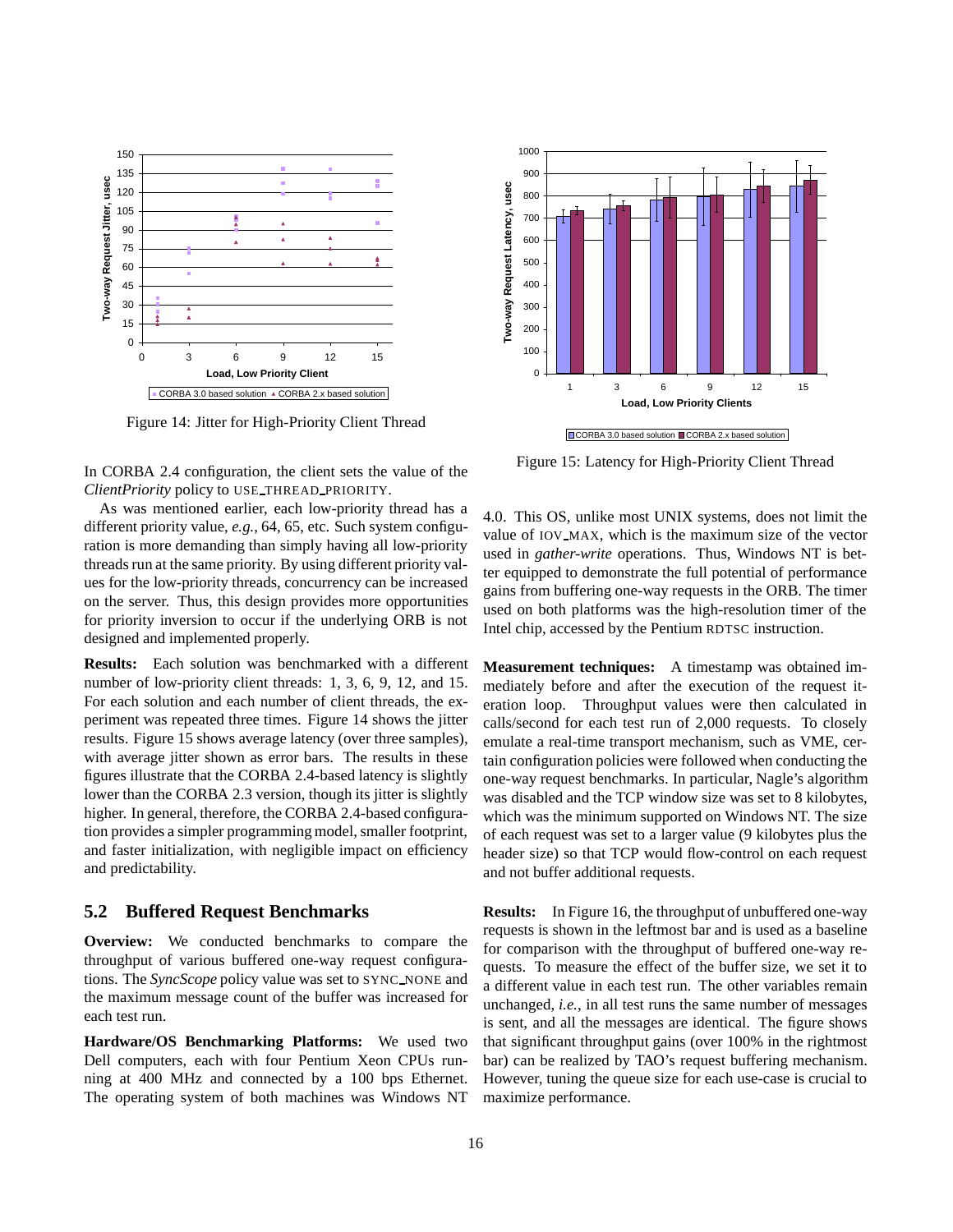Figure 14: Jitter for High-Priority Client Thread

Figure 15: Latency for High-Priority Client Thread

In CORBA 2.4 configuration, the client sets the value of the *ClientPriority* policy to USE_THREAD_PRIORITY.

As was mentioned earlier, each low-priority thread has a different priority value, *e.g.*, 64, 65, etc. Such system configuration is more demanding than simply having all low-priority threads run at the same priority. By using different priority values for the low-priority threads, concurrency can be increased on the server. Thus, this design provides more opportunities for priority inversion to occur if the underlying ORB is not designed and implemented properly.

**Results:** Each solution was benchmarked with a different number of low-priority client threads: 1, 3, 6, 9, 12, and 15. For each solution and each number of client threads, the experiment was repeated three times. Figure 14 shows the jitter results. Figure 15 shows average latency (over three samples), with average jitter shown as error bars. The results in these figures illustrate that the CORBA 2.4-based latency is slightly lower than the CORBA 2.3 version, though its jitter is slightly higher. In general, therefore, the CORBA 2.4-based configuration provides a simpler programming model, smaller footprint, and faster initialization, with negligible impact on efficiency and predictability.

## 5.2 Buffered Request Benchmarks

**Overview:** We conducted benchmarks to compare the throughput of various buffered one-way request configurations. The *SyncScope* policy value was set to SYNC_NONE and the maximum message count of the buffer was increased for each test run.

**Hardware/OS Benchmarking Platforms:** We used two Dell computers, each with four Pentium Xeon CPUs running at 400 MHz and connected by a 100 bps Ethernet. The operating system of both machines was Windows NT 4.0. This OS, unlike most UNIX systems, does not limit the value of IOV_MAX, which is the maximum size of the vector used in *gather-write* operations. Thus, Windows NT is better equipped to demonstrate the full potential of performance gains from buffering one-way requests in the ORB. The timer used on both platforms was the high-resolution timer of the Intel chip, accessed by the Pentium RDTSC instruction.

**Measurement techniques:** A timestamp was obtained immediately before and after the execution of the request iteration loop. Throughput values were then calculated in calls/second for each test run of 2,000 requests. To closely emulate a real-time transport mechanism, such as VME, certain configuration policies were followed when conducting the one-way request benchmarks. In particular, Nagle's algorithm was disabled and the TCP window size was set to 8 kilobytes, which was the minimum supported on Windows NT. The size of each request was set to a larger value (9 kilobytes plus the header size) so that TCP would flow-control on each request and not buffer additional requests.

**Results:** In Figure 16, the throughput of unbuffered one-way requests is shown in the leftmost bar and is used as a baseline for comparison with the throughput of buffered one-way requests. To measure the effect of the buffer size, we set it to a different value in each test run. The other variables remain unchanged, *i.e.*, in all test runs the same number of messages is sent, and all the messages are identical. The figure shows that significant throughput gains (over 100% in the rightmost bar) can be realized by TAO's request buffering mechanism. However, tuning the queue size for each use-case is crucial to maximize performance.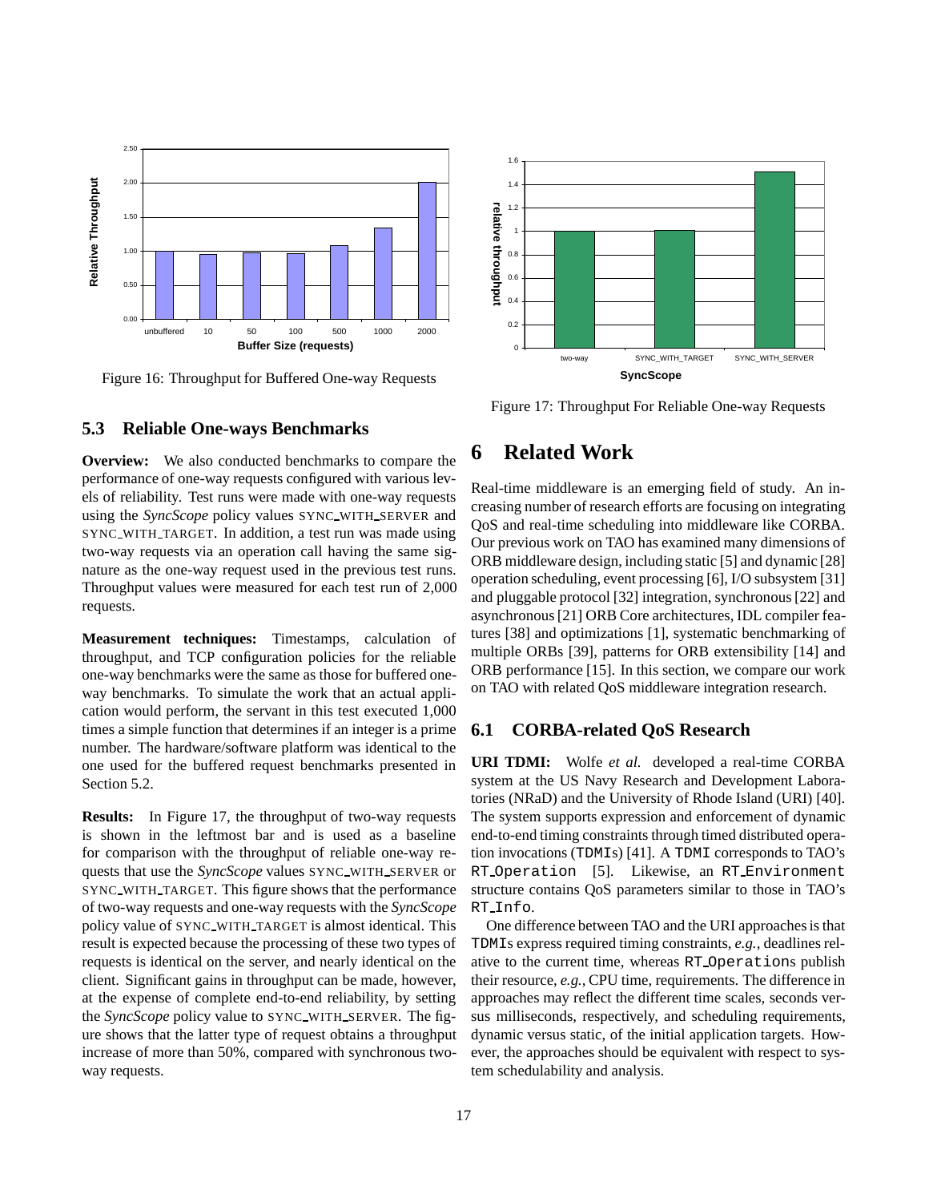Figure 16: Throughput for Buffered One-way Requests

### 5.3 Reliable One-ways Benchmarks

**Overview:** We also conducted benchmarks to compare the performance of one-way requests configured with various levels of reliability. Test runs were made with one-way requests using the *SyncScope* policy values SYNC_WITH_SERVER and SYNC_WITH_TARGET. In addition, a test run was made using two-way requests via an operation call having the same signature as the one-way request used in the previous test runs. Throughput values were measured for each test run of 2,000 requests.

**Measurement techniques:** Timestamps, calculation of throughput, and TCP configuration policies for the reliable one-way benchmarks were the same as those for buffered one-way benchmarks. To simulate the work that an actual application would perform, the servant in this test executed 1,000 times a simple function that determines if an integer is a prime number. The hardware/software platform was identical to the one used for the buffered request benchmarks presented in Section 5.2.

**Results:** In Figure 17, the throughput of two-way requests is shown in the leftmost bar and is used as a baseline for comparison with the throughput of reliable one-way requests that use the *SyncScope* values SYNC_WITH_SERVER or SYNC_WITH_TARGET. This figure shows that the performance of two-way requests and one-way requests with the *SyncScope* policy value of SYNC_WITH_TARGET is almost identical. This result is expected because the processing of these two types of requests is identical on the server, and nearly identical on the client. Significant gains in throughput can be made, however, at the expense of complete end-to-end reliability, by setting the *SyncScope* policy value to SYNC_WITH_SERVER. The figure shows that the latter type of request obtains a throughput increase of more than 50%, compared with synchronous two-way requests.

Figure 17: Throughput For Reliable One-way Requests

# 6 Related Work

Real-time middleware is an emerging field of study. An increasing number of research efforts are focusing on integrating QoS and real-time scheduling into middleware like CORBA. Our previous work on TAO has examined many dimensions of ORB middleware design, including static [5] and dynamic [28] operation scheduling, event processing [6], I/O subsystem [31] and pluggable protocol [32] integration, synchronous [22] and asynchronous [21] ORB Core architectures, IDL compiler features [38] and optimizations [1], systematic benchmarking of multiple ORBs [39], patterns for ORB extensibility [14] and ORB performance [15]. In this section, we compare our work on TAO with related QoS middleware integration research.

### 6.1 CORBA-related QoS Research

**URI TDMI:** Wolfe *et al.* developed a real-time CORBA system at the US Navy Research and Development Laboratories (NRaD) and the University of Rhode Island (URI) [40]. The system supports expression and enforcement of dynamic end-to-end timing constraints through timed distributed operation invocations (`TDMI`s) [41]. A `TDMI` corresponds to TAO's `RT_Operation` [5]. Likewise, an `RT_Environment` structure contains QoS parameters similar to those in TAO's `RT_Info`.

One difference between TAO and the URI approaches is that `TDMI`s express required timing constraints, *e.g.*, deadlines relative to the current time, whereas `RT_Operation`s publish their resource, *e.g.*, CPU time, requirements. The difference in approaches may reflect the different time scales, seconds versus milliseconds, respectively, and scheduling requirements, dynamic versus static, of the initial application targets. However, the approaches should be equivalent with respect to system schedulability and analysis.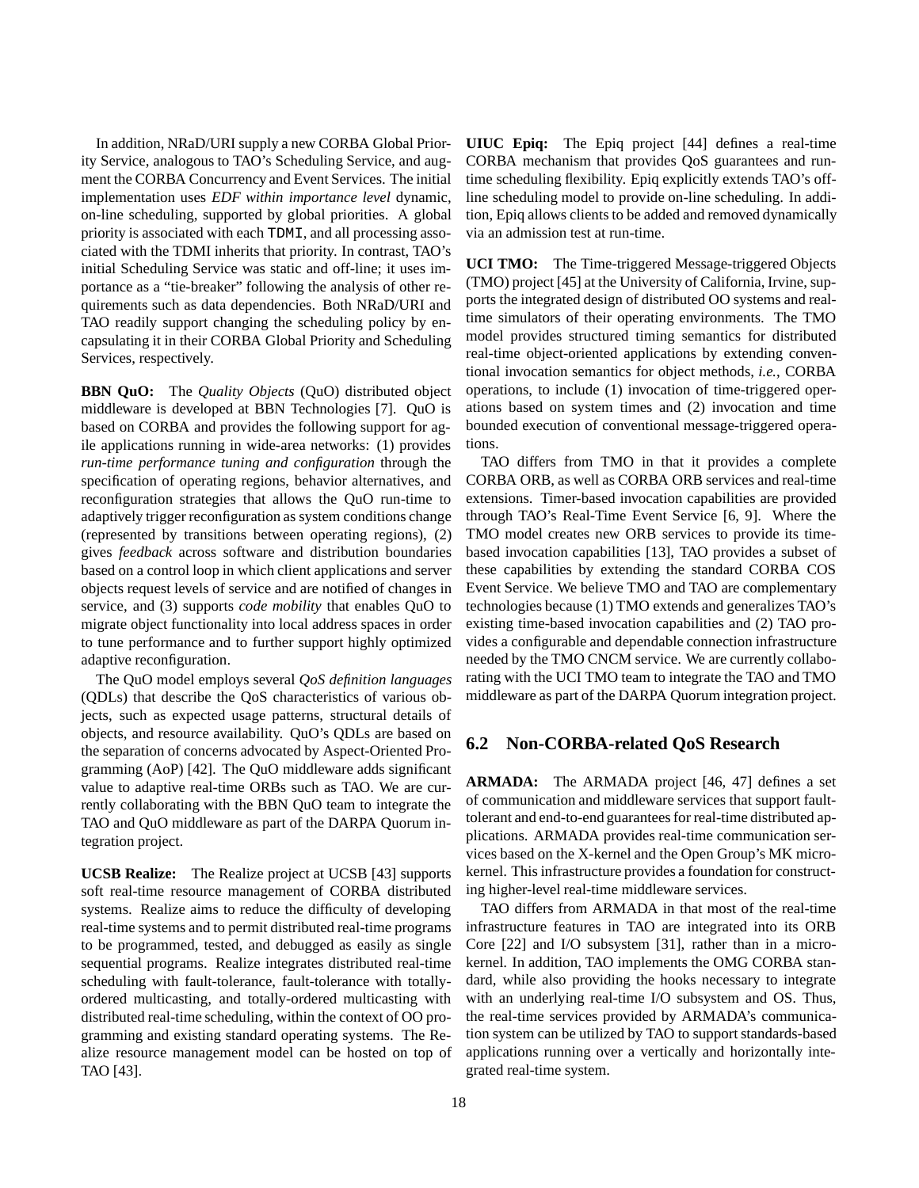In addition, NRaD/URI supply a new CORBA Global Priority Service, analogous to TAO's Scheduling Service, and augment the CORBA Concurrency and Event Services. The initial implementation uses *EDF within importance level* dynamic, on-line scheduling, supported by global priorities. A global priority is associated with each `TDMI`, and all processing associated with the TDMI inherits that priority. In contrast, TAO's initial Scheduling Service was static and off-line; it uses importance as a "tie-breaker" following the analysis of other requirements such as data dependencies. Both NRaD/URI and TAO readily support changing the scheduling policy by encapsulating it in their CORBA Global Priority and Scheduling Services, respectively.

**BBN QuO:** The *Quality Objects* (QuO) distributed object middleware is developed at BBN Technologies [7]. QuO is based on CORBA and provides the following support for agile applications running in wide-area networks: (1) provides *run-time performance tuning and configuration* through the specification of operating regions, behavior alternatives, and reconfiguration strategies that allows the QuO run-time to adaptively trigger reconfiguration as system conditions change (represented by transitions between operating regions), (2) gives *feedback* across software and distribution boundaries based on a control loop in which client applications and server objects request levels of service and are notified of changes in service, and (3) supports *code mobility* that enables QuO to migrate object functionality into local address spaces in order to tune performance and to further support highly optimized adaptive reconfiguration.

The QuO model employs several *QoS definition languages* (QDLs) that describe the QoS characteristics of various objects, such as expected usage patterns, structural details of objects, and resource availability. QuO's QDLs are based on the separation of concerns advocated by Aspect-Oriented Programming (AoP) [42]. The QuO middleware adds significant value to adaptive real-time ORBs such as TAO. We are currently collaborating with the BBN QuO team to integrate the TAO and QuO middleware as part of the DARPA Quorum integration project.

**UCSB Realize:** The Realize project at UCSB [43] supports soft real-time resource management of CORBA distributed systems. Realize aims to reduce the difficulty of developing real-time systems and to permit distributed real-time programs to be programmed, tested, and debugged as easily as single sequential programs. Realize integrates distributed real-time scheduling with fault-tolerance, fault-tolerance with totally-ordered multicasting, and totally-ordered multicasting with distributed real-time scheduling, within the context of OO programming and existing standard operating systems. The Realize resource management model can be hosted on top of TAO [43].

**UIUC Epiq:** The Epiq project [44] defines a real-time CORBA mechanism that provides QoS guarantees and run-time scheduling flexibility. Epiq explicitly extends TAO's off-line scheduling model to provide on-line scheduling. In addition, Epiq allows clients to be added and removed dynamically via an admission test at run-time.

**UCI TMO:** The Time-triggered Message-triggered Objects (TMO) project [45] at the University of California, Irvine, supports the integrated design of distributed OO systems and real-time simulators of their operating environments. The TMO model provides structured timing semantics for distributed real-time object-oriented applications by extending conventional invocation semantics for object methods, *i.e.*, CORBA operations, to include (1) invocation of time-triggered operations based on system times and (2) invocation and time bounded execution of conventional message-triggered operations.

TAO differs from TMO in that it provides a complete CORBA ORB, as well as CORBA ORB services and real-time extensions. Timer-based invocation capabilities are provided through TAO's Real-Time Event Service [6, 9]. Where the TMO model creates new ORB services to provide its time-based invocation capabilities [13], TAO provides a subset of these capabilities by extending the standard CORBA COS Event Service. We believe TMO and TAO are complementary technologies because (1) TMO extends and generalizes TAO's existing time-based invocation capabilities and (2) TAO provides a configurable and dependable connection infrastructure needed by the TMO CNCM service. We are currently collaborating with the UCI TMO team to integrate the TAO and TMO middleware as part of the DARPA Quorum integration project.

## 6.2 Non-CORBA-related QoS Research

**ARMADA:** The ARMADA project [46, 47] defines a set of communication and middleware services that support fault-tolerant and end-to-end guarantees for real-time distributed applications. ARMADA provides real-time communication services based on the X-kernel and the Open Group's MK microkernel. This infrastructure provides a foundation for constructing higher-level real-time middleware services.

TAO differs from ARMADA in that most of the real-time infrastructure features in TAO are integrated into its ORB Core [22] and I/O subsystem [31], rather than in a microkernel. In addition, TAO implements the OMG CORBA standard, while also providing the hooks necessary to integrate with an underlying real-time I/O subsystem and OS. Thus, the real-time services provided by ARMADA's communication system can be utilized by TAO to support standards-based applications running over a vertically and horizontally integrated real-time system.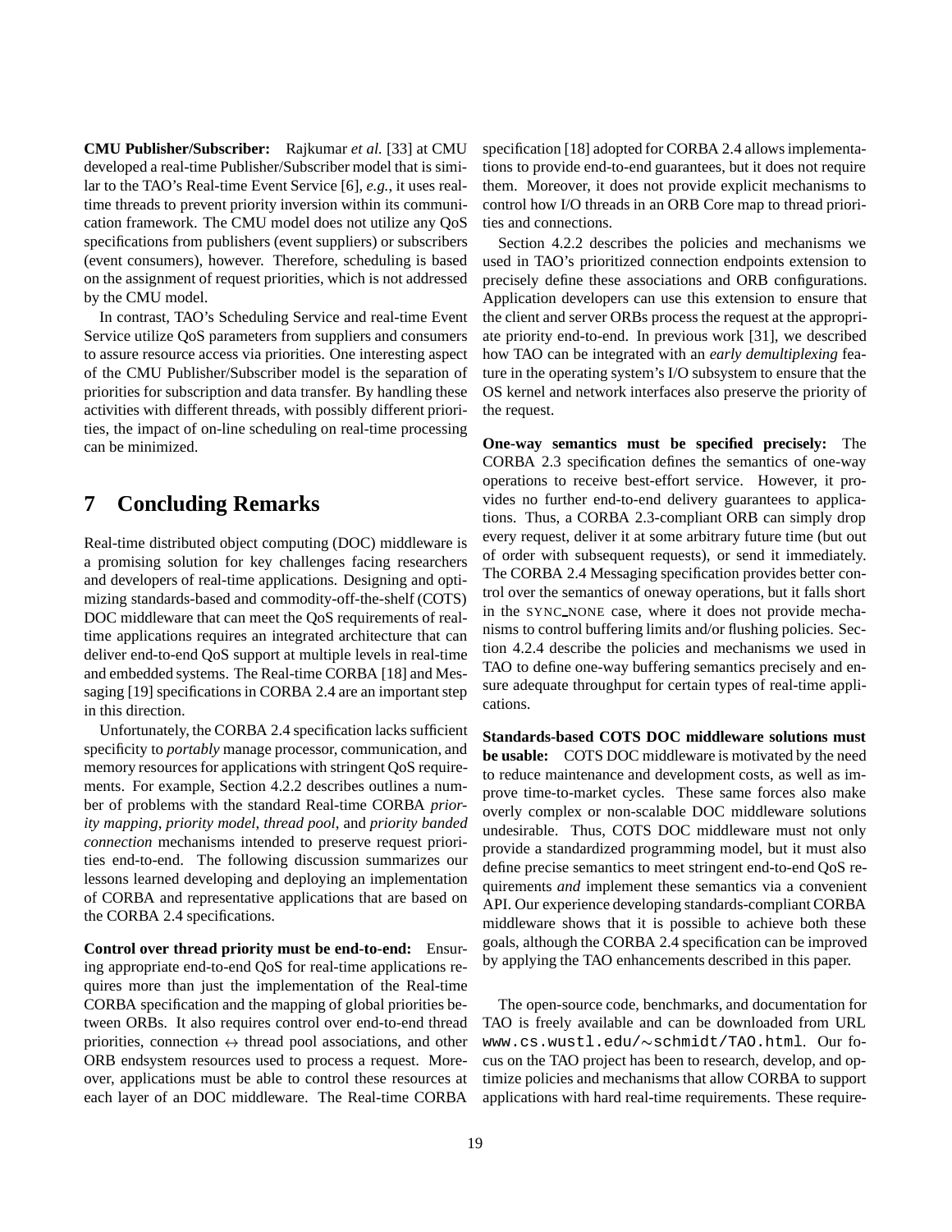**CMU Publisher/Subscriber:** Rajkumar *et al.* [33] at CMU developed a real-time Publisher/Subscriber model that is similar to the TAO's Real-time Event Service [6], *e.g.*, it uses real-time threads to prevent priority inversion within its communication framework. The CMU model does not utilize any QoS specifications from publishers (event suppliers) or subscribers (event consumers), however. Therefore, scheduling is based on the assignment of request priorities, which is not addressed by the CMU model.

In contrast, TAO's Scheduling Service and real-time Event Service utilize QoS parameters from suppliers and consumers to assure resource access via priorities. One interesting aspect of the CMU Publisher/Subscriber model is the separation of priorities for subscription and data transfer. By handling these activities with different threads, with possibly different priorities, the impact of on-line scheduling on real-time processing can be minimized.

# 7 Concluding Remarks

Real-time distributed object computing (DOC) middleware is a promising solution for key challenges facing researchers and developers of real-time applications. Designing and optimizing standards-based and commodity-off-the-shelf (COTS) DOC middleware that can meet the QoS requirements of real-time applications requires an integrated architecture that can deliver end-to-end QoS support at multiple levels in real-time and embedded systems. The Real-time CORBA [18] and Messaging [19] specifications in CORBA 2.4 are an important step in this direction.

Unfortunately, the CORBA 2.4 specification lacks sufficient specificity to *portably* manage processor, communication, and memory resources for applications with stringent QoS requirements. For example, Section 4.2.2 describes outlines a number of problems with the standard Real-time CORBA *priority mapping*, *priority model*, *thread pool*, and *priority banded connection* mechanisms intended to preserve request priorities end-to-end. The following discussion summarizes our lessons learned developing and deploying an implementation of CORBA and representative applications that are based on the CORBA 2.4 specifications.

**Control over thread priority must be end-to-end:** Ensuring appropriate end-to-end QoS for real-time applications requires more than just the implementation of the Real-time CORBA specification and the mapping of global priorities between ORBs. It also requires control over end-to-end thread priorities, connection $\leftrightarrow$ thread pool associations, and other ORB endsystem resources used to process a request. Moreover, applications must be able to control these resources at each layer of an DOC middleware. The Real-time CORBA specification [18] adopted for CORBA 2.4 allows implementations to provide end-to-end guarantees, but it does not require them. Moreover, it does not provide explicit mechanisms to control how I/O threads in an ORB Core map to thread priorities and connections.

Section 4.2.2 describes the policies and mechanisms we used in TAO's prioritized connection endpoints extension to precisely define these associations and ORB configurations. Application developers can use this extension to ensure that the client and server ORBs process the request at the appropriate priority end-to-end. In previous work [31], we described how TAO can be integrated with an *early demultiplexing* feature in the operating system's I/O subsystem to ensure that the OS kernel and network interfaces also preserve the priority of the request.

**One-way semantics must be specified precisely:** The CORBA 2.3 specification defines the semantics of one-way operations to receive best-effort service. However, it provides no further end-to-end delivery guarantees to applications. Thus, a CORBA 2.3-compliant ORB can simply drop every request, deliver it at some arbitrary future time (but out of order with subsequent requests), or send it immediately. The CORBA 2.4 Messaging specification provides better control over the semantics of oneway operations, but it falls short in the SYNC_NONE case, where it does not provide mechanisms to control buffering limits and/or flushing policies. Section 4.2.4 describe the policies and mechanisms we used in TAO to define one-way buffering semantics precisely and ensure adequate throughput for certain types of real-time applications.

**Standards-based COTS DOC middleware solutions must be usable:** COTS DOC middleware is motivated by the need to reduce maintenance and development costs, as well as improve time-to-market cycles. These same forces also make overly complex or non-scalable DOC middleware solutions undesirable. Thus, COTS DOC middleware must not only provide a standardized programming model, but it must also define precise semantics to meet stringent end-to-end QoS requirements *and* implement these semantics via a convenient API. Our experience developing standards-compliant CORBA middleware shows that it is possible to achieve both these goals, although the CORBA 2.4 specification can be improved by applying the TAO enhancements described in this paper.

The open-source code, benchmarks, and documentation for TAO is freely available and can be downloaded from URL `www.cs.wustl.edu/~schmidt/TAO.html`. Our focus on the TAO project has been to research, develop, and optimize policies and mechanisms that allow CORBA to support applications with hard real-time requirements. These require-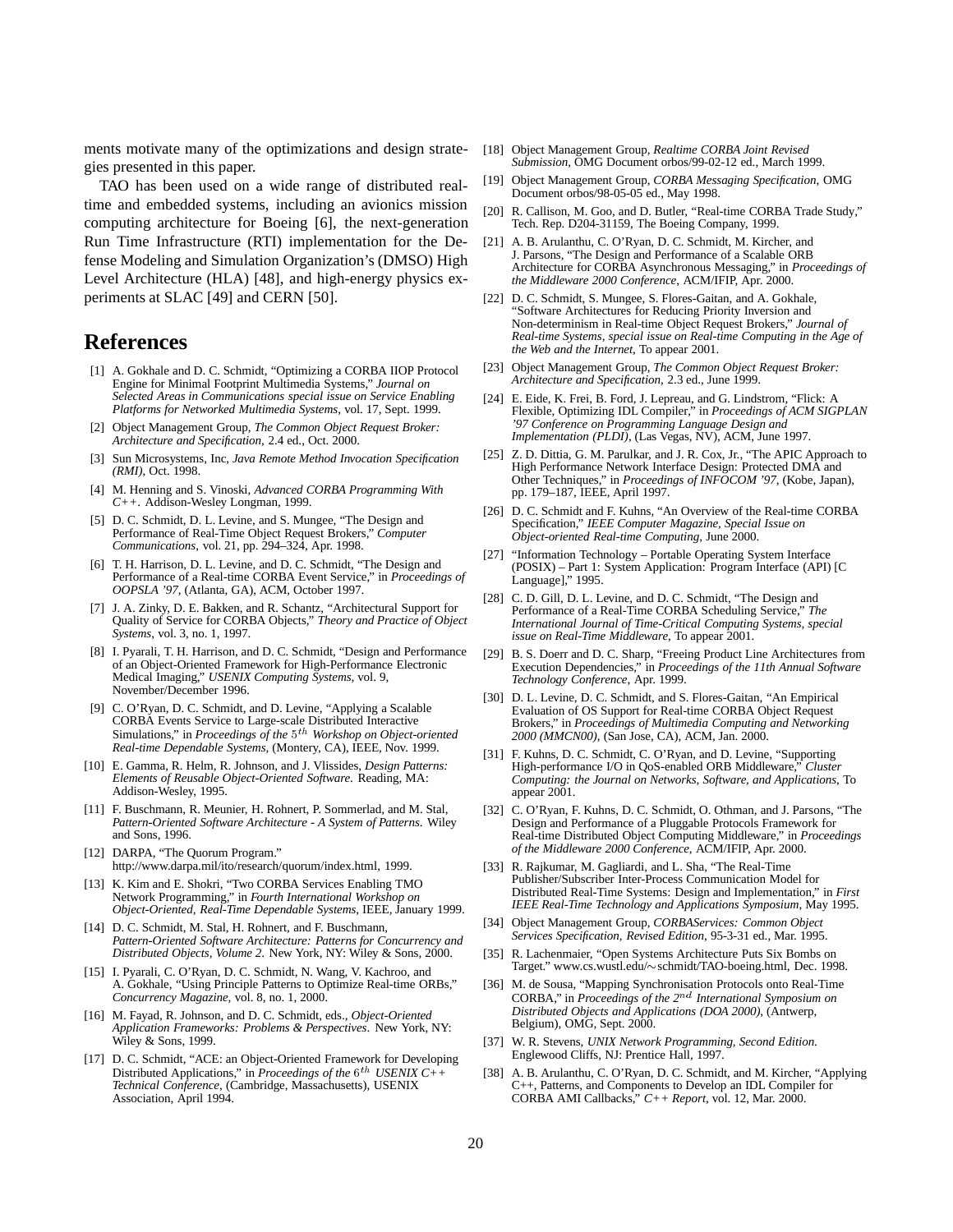ments motivate many of the optimizations and design strategies presented in this paper.

TAO has been used on a wide range of distributed real-time and embedded systems, including an avionics mission computing architecture for Boeing [6], the next-generation Run Time Infrastructure (RTI) implementation for the Defense Modeling and Simulation Organization's (DMSO) High Level Architecture (HLA) [48], and high-energy physics experiments at SLAC [49] and CERN [50].

# References

[1] A. Gokhale and D. C. Schmidt, "Optimizing a CORBA IIOP Protocol Engine for Minimal Footprint Multimedia Systems," *Journal on Selected Areas in Communications special issue on Service Enabling Platforms for Networked Multimedia Systems*, vol. 17, Sept. 1999.

[2] Object Management Group, *The Common Object Request Broker: Architecture and Specification*, 2.4 ed., Oct. 2000.

[3] Sun Microsystems, Inc, *Java Remote Method Invocation Specification (RMI)*, Oct. 1998.

[4] M. Henning and S. Vinoski, *Advanced CORBA Programming With C++*. Addison-Wesley Longman, 1999.

[5] D. C. Schmidt, D. L. Levine, and S. Mungee, "The Design and Performance of Real-Time Object Request Brokers," *Computer Communications*, vol. 21, pp. 294–324, Apr. 1998.

[6] T. H. Harrison, D. L. Levine, and D. C. Schmidt, "The Design and Performance of a Real-time CORBA Event Service," in *Proceedings of OOPSLA '97*, (Atlanta, GA), ACM, October 1997.

[7] J. A. Zinky, D. E. Bakken, and R. Schantz, "Architectural Support for Quality of Service for CORBA Objects," *Theory and Practice of Object Systems*, vol. 3, no. 1, 1997.

[8] I. Pyarali, T. H. Harrison, and D. C. Schmidt, "Design and Performance of an Object-Oriented Framework for High-Performance Electronic Medical Imaging," *USENIX Computing Systems*, vol. 9, November/December 1996.

[9] C. O'Ryan, D. C. Schmidt, and D. Levine, "Applying a Scalable CORBA Events Service to Large-scale Distributed Interactive Simulations," in *Proceedings of the* $5^{th}$ *Workshop on Object-oriented Real-time Dependable Systems*, (Montery, CA), IEEE, Nov. 1999.

[10] E. Gamma, R. Helm, R. Johnson, and J. Vlissides, *Design Patterns: Elements of Reusable Object-Oriented Software*. Reading, MA: Addison-Wesley, 1995.

[11] F. Buschmann, R. Meunier, H. Rohnert, P. Sommerlad, and M. Stal, *Pattern-Oriented Software Architecture - A System of Patterns*. Wiley and Sons, 1996.

[12] DARPA, "The Quorum Program." http://www.darpa.mil/ito/research/quorum/index.html, 1999.

[13] K. Kim and E. Shokri, "Two CORBA Services Enabling TMO Network Programming," in *Fourth International Workshop on Object-Oriented, Real-Time Dependable Systems*, IEEE, January 1999.

[14] D. C. Schmidt, M. Stal, H. Rohnert, and F. Buschmann, *Pattern-Oriented Software Architecture: Patterns for Concurrency and Distributed Objects, Volume 2*. New York, NY: Wiley & Sons, 2000.

[15] I. Pyarali, C. O'Ryan, D. C. Schmidt, N. Wang, V. Kachroo, and A. Gokhale, "Using Principle Patterns to Optimize Real-time ORBs," *Concurrency Magazine*, vol. 8, no. 1, 2000.

[16] M. Fayad, R. Johnson, and D. C. Schmidt, eds., *Object-Oriented Application Frameworks: Problems & Perspectives*. New York, NY: Wiley & Sons, 1999.

[17] D. C. Schmidt, "ACE: an Object-Oriented Framework for Developing Distributed Applications," in *Proceedings of the* $6^{th}$ *USENIX C++ Technical Conference*, (Cambridge, Massachusetts), USENIX Association, April 1994.

[18] Object Management Group, *Realtime CORBA Joint Revised Submission*, OMG Document orbos/99-02-12 ed., March 1999.

[19] Object Management Group, *CORBA Messaging Specification*, OMG Document orbos/98-05-05 ed., May 1998.

[20] R. Callison, M. Goo, and D. Butler, "Real-time CORBA Trade Study," Tech. Rep. D204-31159, The Boeing Company, 1999.

[21] A. B. Arulanthu, C. O'Ryan, D. C. Schmidt, M. Kircher, and J. Parsons, "The Design and Performance of a Scalable ORB Architecture for CORBA Asynchronous Messaging," in *Proceedings of the Middleware 2000 Conference*, ACM/IFIP, Apr. 2000.

[22] D. C. Schmidt, S. Mungee, S. Flores-Gaitan, and A. Gokhale, "Software Architectures for Reducing Priority Inversion and Non-determinism in Real-time Object Request Brokers," *Journal of Real-time Systems, special issue on Real-time Computing in the Age of the Web and the Internet*, To appear 2001.

[23] Object Management Group, *The Common Object Request Broker: Architecture and Specification*, 2.3 ed., June 1999.

[24] E. Eide, K. Frei, B. Ford, J. Lepreau, and G. Lindstrom, "Flick: A Flexible, Optimizing IDL Compiler," in *Proceedings of ACM SIGPLAN '97 Conference on Programming Language Design and Implementation (PLDI)*, (Las Vegas, NV), ACM, June 1997.

[25] Z. D. Dittia, G. M. Parulkar, and J. R. Cox, Jr., "The APIC Approach to High Performance Network Interface Design: Protected DMA and Other Techniques," in *Proceedings of INFOCOM '97*, (Kobe, Japan), pp. 179–187, IEEE, April 1997.

[26] D. C. Schmidt and F. Kuhns, "An Overview of the Real-time CORBA Specification," *IEEE Computer Magazine, Special Issue on Object-oriented Real-time Computing*, June 2000.

[27] "Information Technology – Portable Operating System Interface (POSIX) – Part 1: System Application: Program Interface (API) [C Language]," 1995.

[28] C. D. Gill, D. L. Levine, and D. C. Schmidt, "The Design and Performance of a Real-Time CORBA Scheduling Service," *The International Journal of Time-Critical Computing Systems, special issue on Real-Time Middleware*, To appear 2001.

[29] B. S. Doerr and D. C. Sharp, "Freeing Product Line Architectures from Execution Dependencies," in *Proceedings of the 11th Annual Software Technology Conference*, Apr. 1999.

[30] D. L. Levine, D. C. Schmidt, and S. Flores-Gaitan, "An Empirical Evaluation of OS Support for Real-time CORBA Object Request Brokers," in *Proceedings of Multimedia Computing and Networking 2000 (MMCN00)*, (San Jose, CA), ACM, Jan. 2000.

[31] F. Kuhns, D. C. Schmidt, C. O'Ryan, and D. Levine, "Supporting High-performance I/O in QoS-enabled ORB Middleware," *Cluster Computing: the Journal on Networks, Software, and Applications*, To appear 2001.

[32] C. O'Ryan, F. Kuhns, D. C. Schmidt, O. Othman, and J. Parsons, "The Design and Performance of a Pluggable Protocols Framework for Real-time Distributed Object Computing Middleware," in *Proceedings of the Middleware 2000 Conference*, ACM/IFIP, Apr. 2000.

[33] R. Rajkumar, M. Gagliardi, and L. Sha, "The Real-Time Publisher/Subscriber Inter-Process Communication Model for Distributed Real-Time Systems: Design and Implementation," in *First IEEE Real-Time Technology and Applications Symposium*, May 1995.

[34] Object Management Group, *CORBAServices: Common Object Services Specification, Revised Edition*, 95-3-31 ed., Mar. 1995.

[35] R. Lachenmaier, "Open Systems Architecture Puts Six Bombs on Target." www.cs.wustl.edu/∼schmidt/TAO-boeing.html, Dec. 1998.

[36] M. de Sousa, "Mapping Synchronisation Protocols onto Real-Time CORBA," in *Proceedings of the* $2^{nd}$ *International Symposium on Distributed Objects and Applications (DOA 2000)*, (Antwerp, Belgium), OMG, Sept. 2000.

[37] W. R. Stevens, *UNIX Network Programming, Second Edition*. Englewood Cliffs, NJ: Prentice Hall, 1997.

[38] A. B. Arulanthu, C. O'Ryan, D. C. Schmidt, and M. Kircher, "Applying C++, Patterns, and Components to Develop an IDL Compiler for CORBA AMI Callbacks," *C++ Report*, vol. 12, Mar. 2000.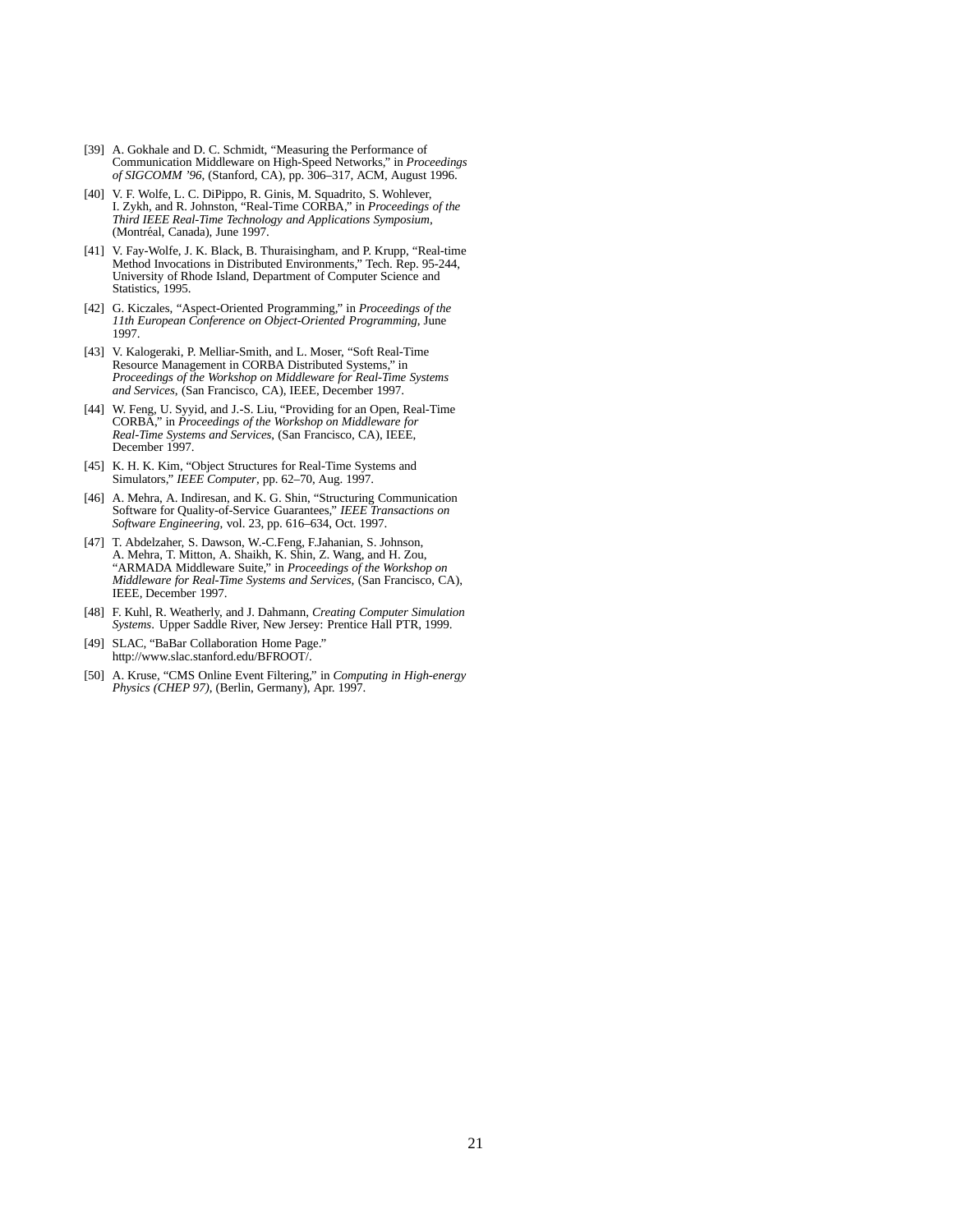[39] A. Gokhale and D. C. Schmidt, "Measuring the Performance of Communication Middleware on High-Speed Networks," in *Proceedings of SIGCOMM '96*, (Stanford, CA), pp. 306–317, ACM, August 1996.

[40] V. F. Wolfe, L. C. DiPippo, R. Ginis, M. Squadrito, S. Wohlever, I. Zykh, and R. Johnston, "Real-Time CORBA," in *Proceedings of the Third IEEE Real-Time Technology and Applications Symposium*, (Montréal, Canada), June 1997.

[41] V. Fay-Wolfe, J. K. Black, B. Thuraisingham, and P. Krupp, "Real-time Method Invocations in Distributed Environments," Tech. Rep. 95-244, University of Rhode Island, Department of Computer Science and Statistics, 1995.

[42] G. Kiczales, "Aspect-Oriented Programming," in *Proceedings of the 11th European Conference on Object-Oriented Programming*, June 1997.

[43] V. Kalogeraki, P. Melliar-Smith, and L. Moser, "Soft Real-Time Resource Management in CORBA Distributed Systems," in *Proceedings of the Workshop on Middleware for Real-Time Systems and Services*, (San Francisco, CA), IEEE, December 1997.

[44] W. Feng, U. Syyid, and J.-S. Liu, "Providing for an Open, Real-Time CORBA," in *Proceedings of the Workshop on Middleware for Real-Time Systems and Services*, (San Francisco, CA), IEEE, December 1997.

[45] K. H. K. Kim, "Object Structures for Real-Time Systems and Simulators," *IEEE Computer*, pp. 62–70, Aug. 1997.

[46] A. Mehra, A. Indiresan, and K. G. Shin, "Structuring Communication Software for Quality-of-Service Guarantees," *IEEE Transactions on Software Engineering*, vol. 23, pp. 616–634, Oct. 1997.

[47] T. Abdelzaher, S. Dawson, W.-C.Feng, F.Jahanian, S. Johnson, A. Mehra, T. Mitton, A. Shaikh, K. Shin, Z. Wang, and H. Zou, "ARMADA Middleware Suite," in *Proceedings of the Workshop on Middleware for Real-Time Systems and Services*, (San Francisco, CA), IEEE, December 1997.

[48] F. Kuhl, R. Weatherly, and J. Dahmann, *Creating Computer Simulation Systems*. Upper Saddle River, New Jersey: Prentice Hall PTR, 1999.

[49] SLAC, "BaBar Collaboration Home Page." http://www.slac.stanford.edu/BFROOT/.

[50] A. Kruse, "CMS Online Event Filtering," in *Computing in High-energy Physics (CHEP 97)*, (Berlin, Germany), Apr. 1997.